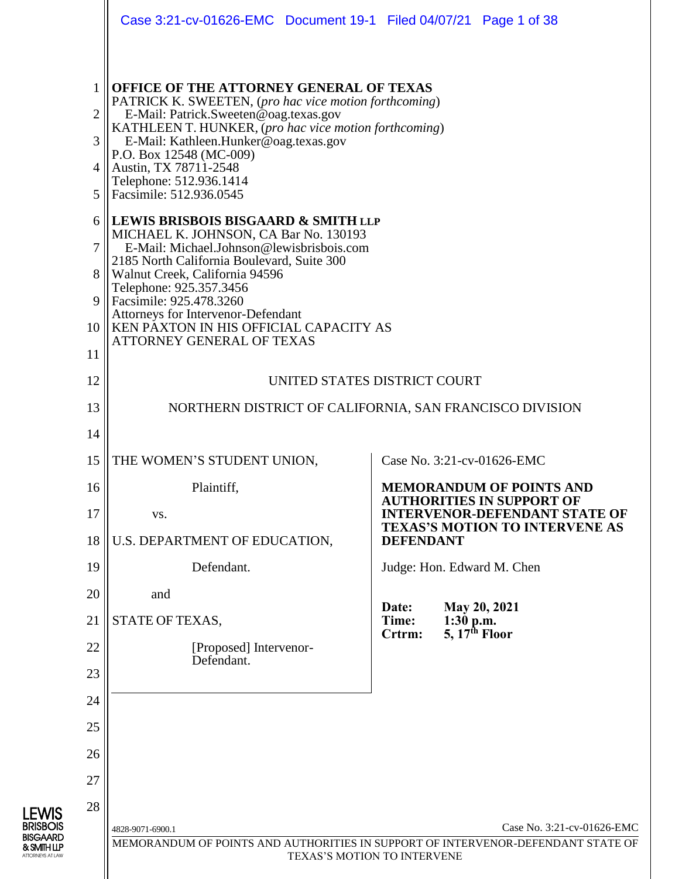**OFFICE OF THE ATTORNEY GENERAL OF TEXAS**
PATRICK K. SWEETEN, (*pro hac vice motion forthcoming*)
E-Mail: Patrick.Sweeten@oag.texas.gov
KATHLEEN T. HUNKER, (*pro hac vice motion forthcoming*)
E-Mail: Kathleen.Hunker@oag.texas.gov
P.O. Box 12548 (MC-009)
Austin, TX 78711-2548
Telephone: 512.936.1414
Facsimile: 512.936.0545

**LEWIS BRISBOIS BISGAARD & SMITH LLP**
MICHAEL K. JOHNSON, CA Bar No. 130193
E-Mail: Michael.Johnson@lewisbrisbois.com
2185 North California Boulevard, Suite 300
Walnut Creek, California 94596
Telephone: 925.357.3456
Facsimile: 925.478.3260
Attorneys for Intervenor-Defendant
KEN PAXTON IN HIS OFFICIAL CAPACITY AS ATTORNEY GENERAL OF TEXAS

UNITED STATES DISTRICT COURT

NORTHERN DISTRICT OF CALIFORNIA, SAN FRANCISCO DIVISION

| | |
|---|---|
| THE WOMEN'S STUDENT UNION,<br><br>Plaintiff,<br><br>vs.<br><br>U.S. DEPARTMENT OF EDUCATION,<br><br>Defendant.<br><br>and<br><br>STATE OF TEXAS,<br><br>[Proposed] Intervenor-Defendant. | Case No. 3:21-cv-01626-EMC<br><br>**MEMORANDUM OF POINTS AND AUTHORITIES IN SUPPORT OF INTERVENOR-DEFENDANT STATE OF TEXAS'S MOTION TO INTERVENE AS DEFENDANT**<br><br>Judge: Hon. Edward M. Chen<br><br>**Date:** **May 20, 2021**<br>**Time:** **1:30 p.m.**<br>**Crtrm:** **5, 17th Floor** |

4828-9071-6900.1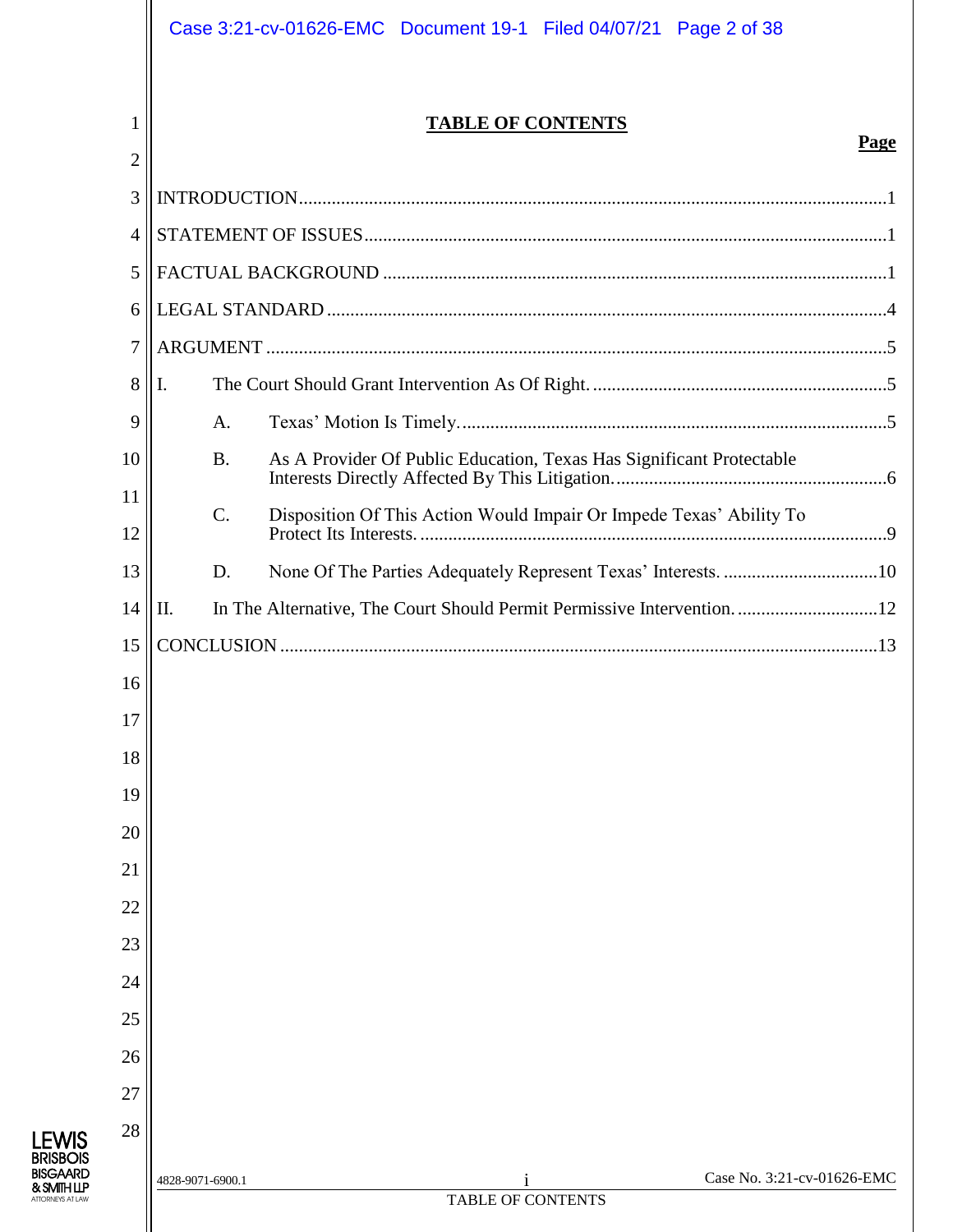# TABLE OF CONTENTS

| | Page |
|---|---|
| INTRODUCTION | 1 |
| STATEMENT OF ISSUES | 1 |
| FACTUAL BACKGROUND | 1 |
| LEGAL STANDARD | 4 |
| ARGUMENT | 5 |
| I. The Court Should Grant Intervention As Of Right. | 5 |
| A. Texas' Motion Is Timely. | 5 |
| B. As A Provider Of Public Education, Texas Has Significant Protectable Interests Directly Affected By This Litigation. | 6 |
| C. Disposition Of This Action Would Impair Or Impede Texas' Ability To Protect Its Interests. | 9 |
| D. None Of The Parties Adequately Represent Texas' Interests. | 10 |
| II. In The Alternative, The Court Should Permit Permissive Intervention. | 12 |
| CONCLUSION | 13 |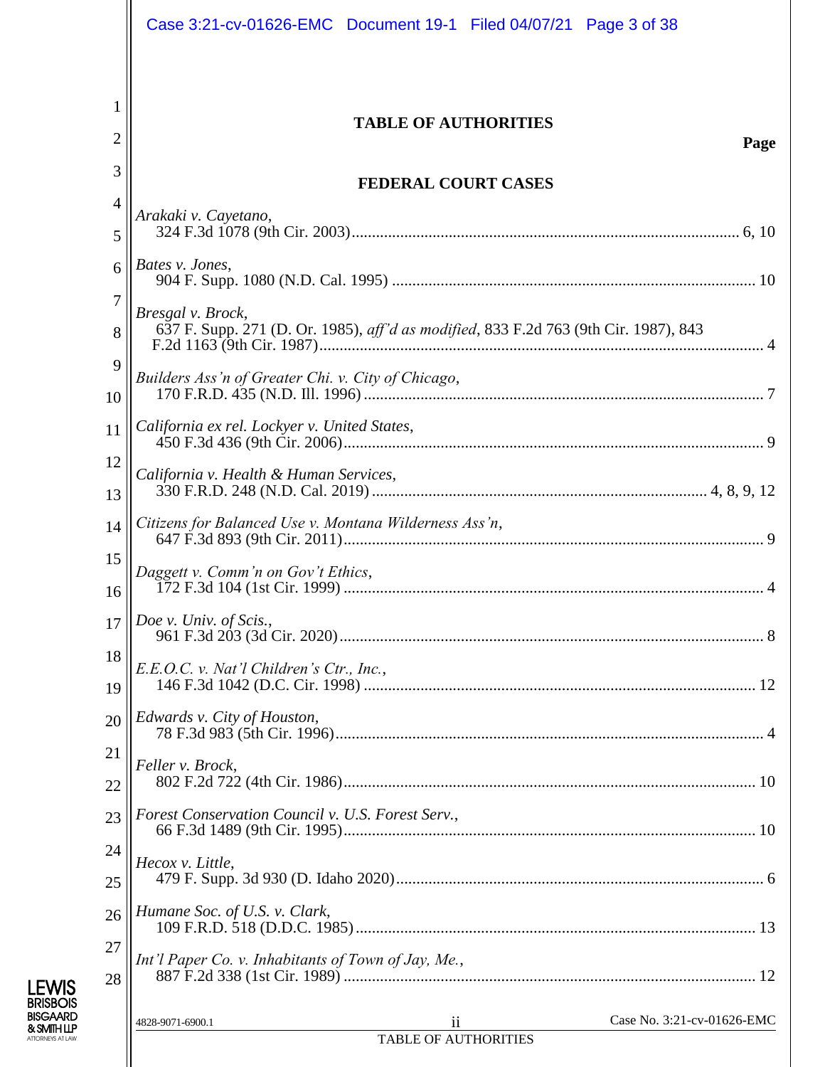## TABLE OF AUTHORITIES

**Page**

### FEDERAL COURT CASES

*Arakaki v. Cayetano*,
324 F.3d 1078 (9th Cir. 2003) ............ 6, 10

*Bates v. Jones*,
904 F. Supp. 1080 (N.D. Cal. 1995) ............ 10

*Bresgal v. Brock*,
637 F. Supp. 271 (D. Or. 1985), *aff'd as modified*, 833 F.2d 763 (9th Cir. 1987), 843 F.2d 1163 (9th Cir. 1987) ............ 4

*Builders Ass'n of Greater Chi. v. City of Chicago*,
170 F.R.D. 435 (N.D. Ill. 1996) ............ 7

*California ex rel. Lockyer v. United States*,
450 F.3d 436 (9th Cir. 2006) ............ 9

*California v. Health & Human Services*,
330 F.R.D. 248 (N.D. Cal. 2019) ............ 4, 8, 9, 12

*Citizens for Balanced Use v. Montana Wilderness Ass'n*,
647 F.3d 893 (9th Cir. 2011) ............ 9

*Daggett v. Comm'n on Gov't Ethics*,
172 F.3d 104 (1st Cir. 1999) ............ 4

*Doe v. Univ. of Scis.*,
961 F.3d 203 (3d Cir. 2020) ............ 8

*E.E.O.C. v. Nat'l Children's Ctr., Inc.*,
146 F.3d 1042 (D.C. Cir. 1998) ............ 12

*Edwards v. City of Houston*,
78 F.3d 983 (5th Cir. 1996) ............ 4

*Feller v. Brock*,
802 F.2d 722 (4th Cir. 1986) ............ 10

*Forest Conservation Council v. U.S. Forest Serv.*,
66 F.3d 1489 (9th Cir. 1995) ............ 10

*Hecox v. Little*,
479 F. Supp. 3d 930 (D. Idaho 2020) ............ 6

*Humane Soc. of U.S. v. Clark*,
109 F.R.D. 518 (D.D.C. 1985) ............ 13

*Int'l Paper Co. v. Inhabitants of Town of Jay, Me.*,
887 F.2d 338 (1st Cir. 1989) ............ 12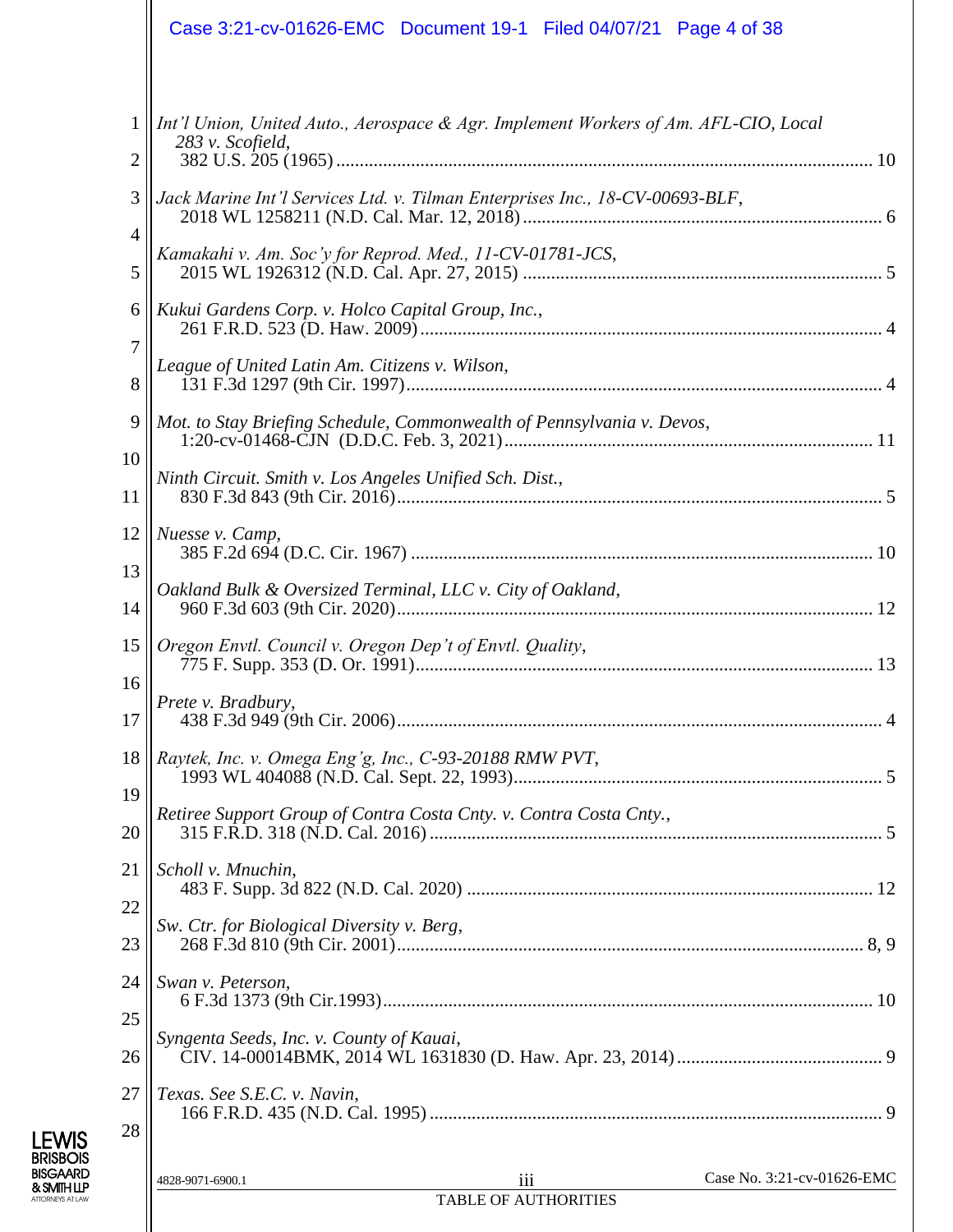*Int'l Union, United Auto., Aerospace & Agr. Implement Workers of Am. AFL-CIO, Local 283 v. Scofield*,
382 U.S. 205 (1965) .......... 10

*Jack Marine Int'l Services Ltd. v. Tilman Enterprises Inc., 18-CV-00693-BLF*,
2018 WL 1258211 (N.D. Cal. Mar. 12, 2018) .......... 6

*Kamakahi v. Am. Soc'y for Reprod. Med., 11-CV-01781-JCS*,
2015 WL 1926312 (N.D. Cal. Apr. 27, 2015) .......... 5

*Kukui Gardens Corp. v. Holco Capital Group, Inc.*,
261 F.R.D. 523 (D. Haw. 2009) .......... 4

*League of United Latin Am. Citizens v. Wilson*,
131 F.3d 1297 (9th Cir. 1997) .......... 4

*Mot. to Stay Briefing Schedule, Commonwealth of Pennsylvania v. Devos*,
1:20-cv-01468-CJN (D.D.C. Feb. 3, 2021) .......... 11

*Ninth Circuit. Smith v. Los Angeles Unified Sch. Dist.*,
830 F.3d 843 (9th Cir. 2016) .......... 5

*Nuesse v. Camp*,
385 F.2d 694 (D.C. Cir. 1967) .......... 10

*Oakland Bulk & Oversized Terminal, LLC v. City of Oakland*,
960 F.3d 603 (9th Cir. 2020) .......... 12

*Oregon Envtl. Council v. Oregon Dep't of Envtl. Quality*,
775 F. Supp. 353 (D. Or. 1991) .......... 13

*Prete v. Bradbury*,
438 F.3d 949 (9th Cir. 2006) .......... 4

*Raytek, Inc. v. Omega Eng'g, Inc., C-93-20188 RMW PVT*,
1993 WL 404088 (N.D. Cal. Sept. 22, 1993) .......... 5

*Retiree Support Group of Contra Costa Cnty. v. Contra Costa Cnty.*,
315 F.R.D. 318 (N.D. Cal. 2016) .......... 5

*Scholl v. Mnuchin*,
483 F. Supp. 3d 822 (N.D. Cal. 2020) .......... 12

*Sw. Ctr. for Biological Diversity v. Berg*,
268 F.3d 810 (9th Cir. 2001) .......... 8, 9

*Swan v. Peterson*,
6 F.3d 1373 (9th Cir.1993) .......... 10

*Syngenta Seeds, Inc. v. County of Kauai*,
CIV. 14-00014BMK, 2014 WL 1631830 (D. Haw. Apr. 23, 2014) .......... 9

*Texas. See S.E.C. v. Navin*,
166 F.R.D. 435 (N.D. Cal. 1995) .......... 9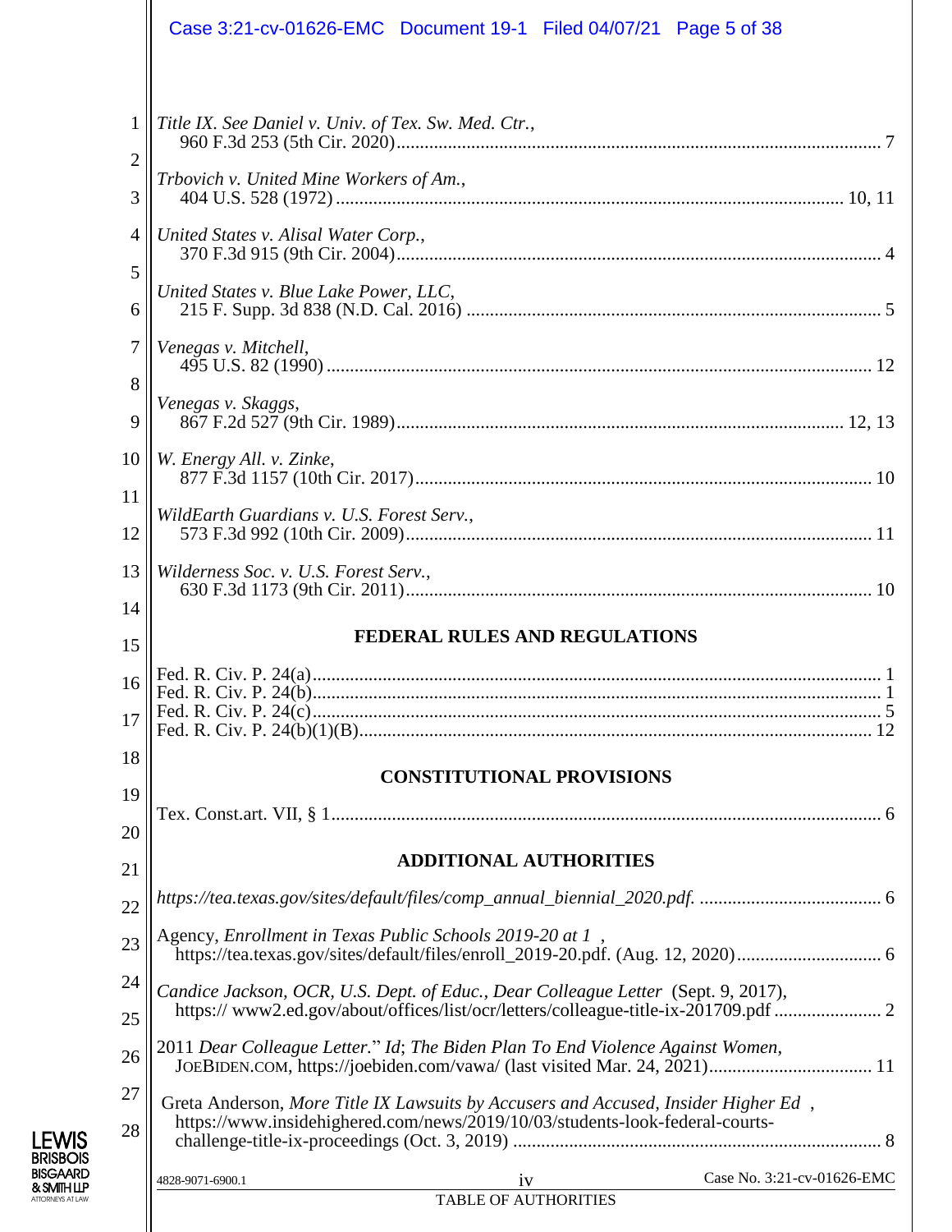*Title IX. See Daniel v. Univ. of Tex. Sw. Med. Ctr.*,
960 F.3d 253 (5th Cir. 2020)........................................................................................................ 7

*Trbovich v. United Mine Workers of Am.*,
404 U.S. 528 (1972)........................................................................................................ 10, 11

*United States v. Alisal Water Corp.*,
370 F.3d 915 (9th Cir. 2004)........................................................................................................ 4

*United States v. Blue Lake Power, LLC*,
215 F. Supp. 3d 838 (N.D. Cal. 2016)........................................................................................................ 5

*Venegas v. Mitchell*,
495 U.S. 82 (1990)........................................................................................................ 12

*Venegas v. Skaggs*,
867 F.2d 527 (9th Cir. 1989)........................................................................................................ 12, 13

*W. Energy All. v. Zinke*,
877 F.3d 1157 (10th Cir. 2017)........................................................................................................ 10

*WildEarth Guardians v. U.S. Forest Serv.*,
573 F.3d 992 (10th Cir. 2009)........................................................................................................ 11

*Wilderness Soc. v. U.S. Forest Serv.*,
630 F.3d 1173 (9th Cir. 2011)........................................................................................................ 10

## FEDERAL RULES AND REGULATIONS

Fed. R. Civ. P. 24(a)........................................................................................................ 1
Fed. R. Civ. P. 24(b)........................................................................................................ 1
Fed. R. Civ. P. 24(c)........................................................................................................ 5
Fed. R. Civ. P. 24(b)(1)(B)........................................................................................................ 12

## CONSTITUTIONAL PROVISIONS

Tex. Const.art. VII, § 1........................................................................................................ 6

## ADDITIONAL AUTHORITIES

*https://tea.texas.gov/sites/default/files/comp_annual_biennial_2020.pdf.*........................................................................................................ 6

Agency, *Enrollment in Texas Public Schools 2019-20 at 1* ,
https://tea.texas.gov/sites/default/files/enroll_2019-20.pdf. (Aug. 12, 2020)........................................................................................................ 6

*Candice Jackson, OCR, U.S. Dept. of Educ., Dear Colleague Letter* (Sept. 9, 2017),
https:// www2.ed.gov/about/offices/list/ocr/letters/colleague-title-ix-201709.pdf........................................................................................................ 2

2011 *Dear Colleague Letter.*" *Id*; *The Biden Plan To End Violence Against Women*,
JOEBIDEN.COM, https://joebiden.com/vawa/ (last visited Mar. 24, 2021)........................................................................................................ 11

Greta Anderson, *More Title IX Lawsuits by Accusers and Accused, Insider Higher Ed* ,
https://www.insidehighered.com/news/2019/10/03/students-look-federal-courts-challenge-title-ix-proceedings (Oct. 3, 2019)........................................................................................................ 8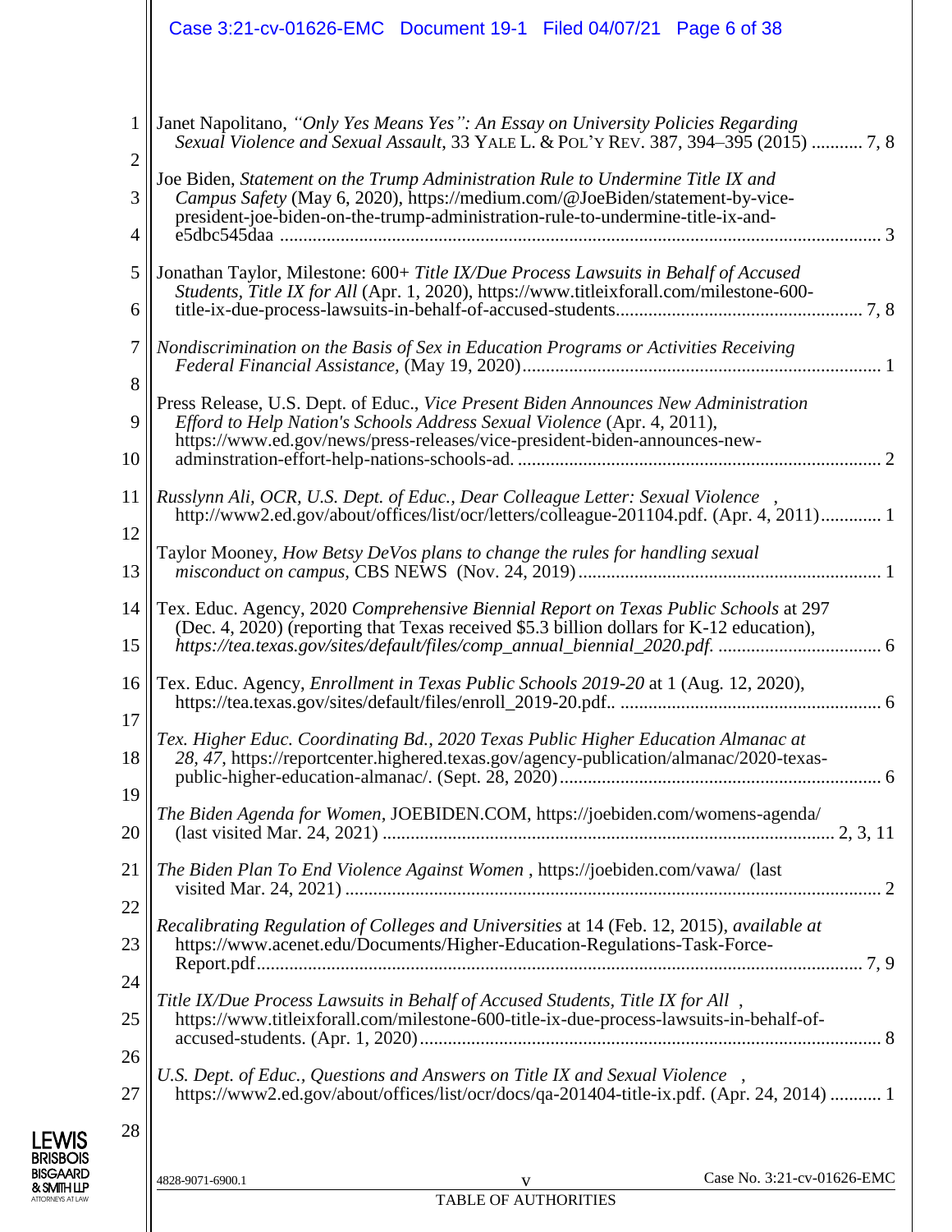Janet Napolitano, *"Only Yes Means Yes": An Essay on University Policies Regarding Sexual Violence and Sexual Assault*, 33 YALE L. & POL'Y REV. 387, 394–395 (2015) ........... 7, 8

Joe Biden, *Statement on the Trump Administration Rule to Undermine Title IX and Campus Safety* (May 6, 2020), https://medium.com/@JoeBiden/statement-by-vice-president-joe-biden-on-the-trump-administration-rule-to-undermine-title-ix-and-e5dbc545daa ................................................................................................................ 3

Jonathan Taylor, Milestone: 600+ *Title IX/Due Process Lawsuits in Behalf of Accused Students, Title IX for All* (Apr. 1, 2020), https://www.titleixforall.com/milestone-600-title-ix-due-process-lawsuits-in-behalf-of-accused-students.................................................... 7, 8

*Nondiscrimination on the Basis of Sex in Education Programs or Activities Receiving Federal Financial Assistance,* (May 19, 2020)............................................................................ 1

Press Release, U.S. Dept. of Educ., *Vice Present Biden Announces New Administration Efford to Help Nation's Schools Address Sexual Violence* (Apr. 4, 2011), https://www.ed.gov/news/press-releases/vice-president-biden-announces-new-adminstration-effort-help-nations-schools-ad. ............................................................................ 2

*Russlynn Ali, OCR, U.S. Dept. of Educ., Dear Colleague Letter: Sexual Violence* , http://www2.ed.gov/about/offices/list/ocr/letters/colleague-201104.pdf. (Apr. 4, 2011)............. 1

Taylor Mooney, *How Betsy DeVos plans to change the rules for handling sexual misconduct on campus,* CBS NEWS (Nov. 24, 2019)................................................................ 1

Tex. Educ. Agency, 2020 *Comprehensive Biennial Report on Texas Public Schools* at 297 (Dec. 4, 2020) (reporting that Texas received $5.3 billion dollars for K-12 education), *https://tea.texas.gov/sites/default/files/comp_annual_biennial_2020.pdf.* .................................. 6

Tex. Educ. Agency, *Enrollment in Texas Public Schools 2019-20* at 1 (Aug. 12, 2020), https://tea.texas.gov/sites/default/files/enroll_2019-20.pdf.. ....................................................... 6

*Tex. Higher Educ. Coordinating Bd., 2020 Texas Public Higher Education Almanac at 28, 47*, https://reportcenter.highered.texas.gov/agency-publication/almanac/2020-texas-public-higher-education-almanac/. (Sept. 28, 2020)..................................................................... 6

*The Biden Agenda for Women*, JOEBIDEN.COM, https://joebiden.com/womens-agenda/ (last visited Mar. 24, 2021) ............................................................................................... 2, 3, 11

*The Biden Plan To End Violence Against Women* , https://joebiden.com/vawa/ (last visited Mar. 24, 2021) ................................................................................................................. 2

*Recalibrating Regulation of Colleges and Universities* at 14 (Feb. 12, 2015), *available at* https://www.acenet.edu/Documents/Higher-Education-Regulations-Task-Force-Report.pdf............................................................................................................................ 7, 9

*Title IX/Due Process Lawsuits in Behalf of Accused Students, Title IX for All* , https://www.titleixforall.com/milestone-600-title-ix-due-process-lawsuits-in-behalf-of-accused-students. (Apr. 1, 2020).................................................................................................. 8

*U.S. Dept. of Educ., Questions and Answers on Title IX and Sexual Violence* , https://www2.ed.gov/about/offices/list/ocr/docs/qa-201404-title-ix.pdf. (Apr. 24, 2014) ........... 1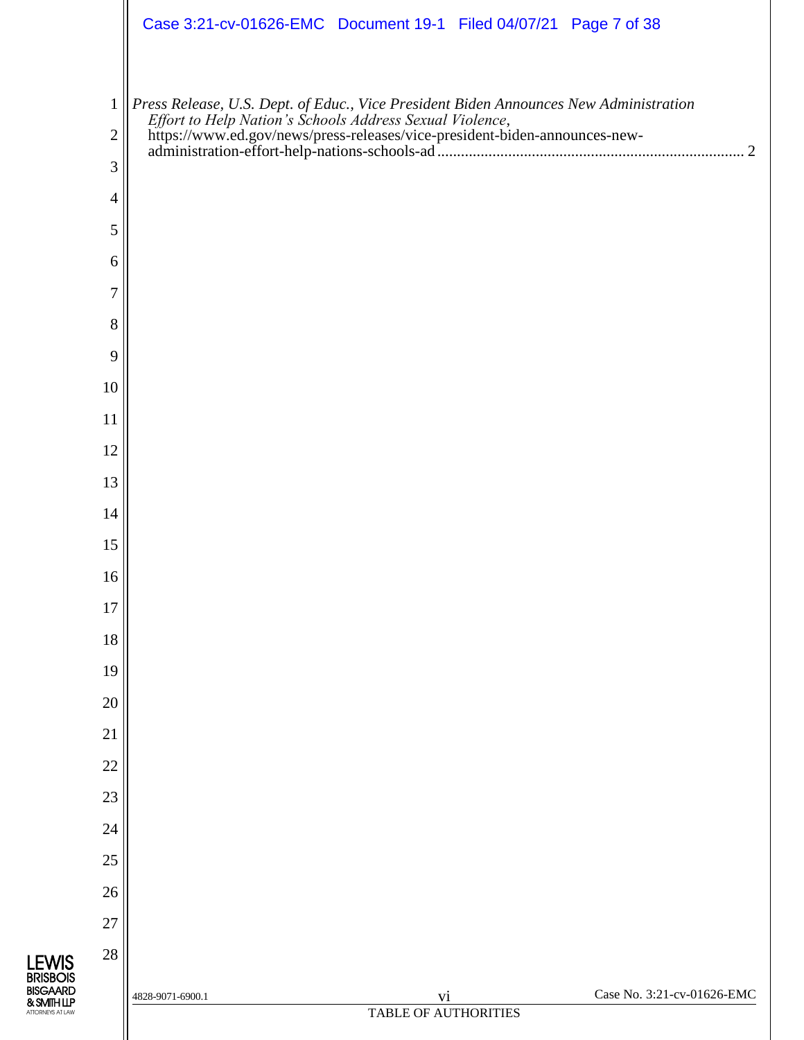*Press Release, U.S. Dept. of Educ., Vice President Biden Announces New Administration Effort to Help Nation's Schools Address Sexual Violence*, https://www.ed.gov/news/press-releases/vice-president-biden-announces-new-administration-effort-help-nations-schools-ad ............................................................................. 2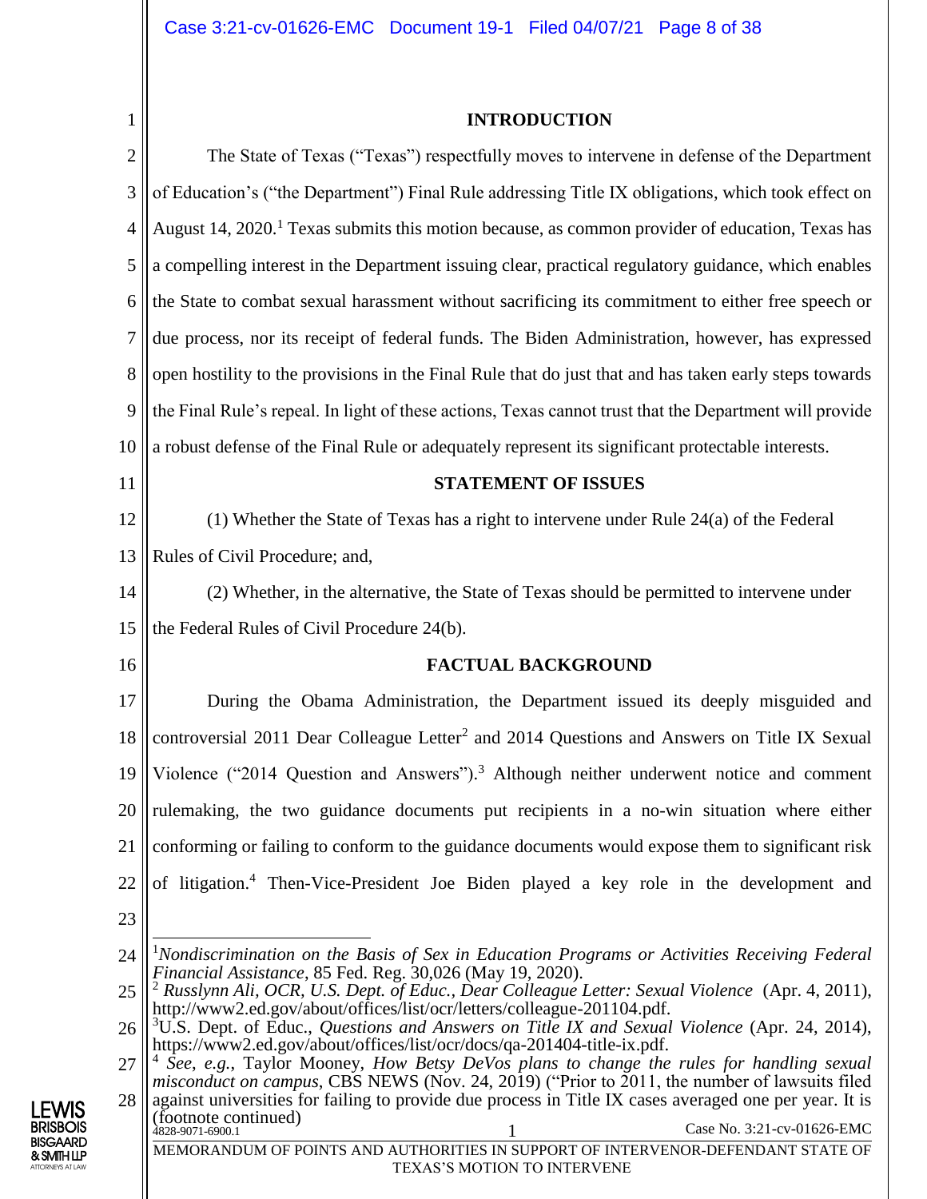## INTRODUCTION

The State of Texas ("Texas") respectfully moves to intervene in defense of the Department of Education's ("the Department") Final Rule addressing Title IX obligations, which took effect on August 14, 2020.[1] Texas submits this motion because, as common provider of education, Texas has a compelling interest in the Department issuing clear, practical regulatory guidance, which enables the State to combat sexual harassment without sacrificing its commitment to either free speech or due process, nor its receipt of federal funds. The Biden Administration, however, has expressed open hostility to the provisions in the Final Rule that do just that and has taken early steps towards the Final Rule's repeal. In light of these actions, Texas cannot trust that the Department will provide a robust defense of the Final Rule or adequately represent its significant protectable interests.

## STATEMENT OF ISSUES

(1) Whether the State of Texas has a right to intervene under Rule 24(a) of the Federal Rules of Civil Procedure; and,

(2) Whether, in the alternative, the State of Texas should be permitted to intervene under the Federal Rules of Civil Procedure 24(b).

## FACTUAL BACKGROUND

During the Obama Administration, the Department issued its deeply misguided and controversial 2011 Dear Colleague Letter[2] and 2014 Questions and Answers on Title IX Sexual Violence ("2014 Question and Answers").[3] Although neither underwent notice and comment rulemaking, the two guidance documents put recipients in a no-win situation where either conforming or failing to conform to the guidance documents would expose them to significant risk of litigation.[4] Then-Vice-President Joe Biden played a key role in the development and

---

[1] *Nondiscrimination on the Basis of Sex in Education Programs or Activities Receiving Federal Financial Assistance*, 85 Fed. Reg. 30,026 (May 19, 2020).

[2] *Russlynn Ali, OCR, U.S. Dept. of Educ., Dear Colleague Letter: Sexual Violence* (Apr. 4, 2011), http://www2.ed.gov/about/offices/list/ocr/letters/colleague-201104.pdf.

[3] U.S. Dept. of Educ., *Questions and Answers on Title IX and Sexual Violence* (Apr. 24, 2014), https://www2.ed.gov/about/offices/list/ocr/docs/qa-201404-title-ix.pdf.

[4] *See*, *e.g.*, Taylor Mooney, *How Betsy DeVos plans to change the rules for handling sexual misconduct on campus*, CBS NEWS (Nov. 24, 2019) ("Prior to 2011, the number of lawsuits filed against universities for failing to provide due process in Title IX cases averaged one per year. It is (footnote continued)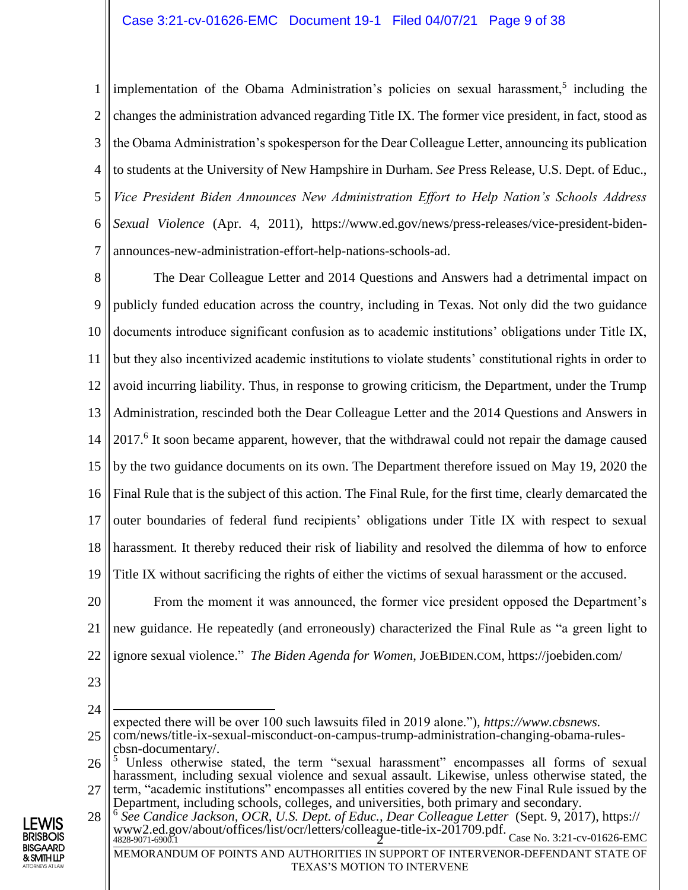implementation of the Obama Administration's policies on sexual harassment,[5] including the changes the administration advanced regarding Title IX. The former vice president, in fact, stood as the Obama Administration's spokesperson for the Dear Colleague Letter, announcing its publication to students at the University of New Hampshire in Durham. *See* Press Release, U.S. Dept. of Educ., *Vice President Biden Announces New Administration Effort to Help Nation's Schools Address Sexual Violence* (Apr. 4, 2011), https://www.ed.gov/news/press-releases/vice-president-biden-announces-new-administration-effort-help-nations-schools-ad.

The Dear Colleague Letter and 2014 Questions and Answers had a detrimental impact on publicly funded education across the country, including in Texas. Not only did the two guidance documents introduce significant confusion as to academic institutions' obligations under Title IX, but they also incentivized academic institutions to violate students' constitutional rights in order to avoid incurring liability. Thus, in response to growing criticism, the Department, under the Trump Administration, rescinded both the Dear Colleague Letter and the 2014 Questions and Answers in 2017.[6] It soon became apparent, however, that the withdrawal could not repair the damage caused by the two guidance documents on its own. The Department therefore issued on May 19, 2020 the Final Rule that is the subject of this action. The Final Rule, for the first time, clearly demarcated the outer boundaries of federal fund recipients' obligations under Title IX with respect to sexual harassment. It thereby reduced their risk of liability and resolved the dilemma of how to enforce Title IX without sacrificing the rights of either the victims of sexual harassment or the accused.

From the moment it was announced, the former vice president opposed the Department's new guidance. He repeatedly (and erroneously) characterized the Final Rule as "a green light to ignore sexual violence." *The Biden Agenda for Women*, JOEBIDEN.COM, https://joebiden.com/

---

expected there will be over 100 such lawsuits filed in 2019 alone."), *https://www.cbsnews.* com/news/title-ix-sexual-misconduct-on-campus-trump-administration-changing-obama-rules-cbsn-documentary/.

[5] Unless otherwise stated, the term "sexual harassment" encompasses all forms of sexual harassment, including sexual violence and sexual assault. Likewise, unless otherwise stated, the term, "academic institutions" encompasses all entities covered by the new Final Rule issued by the Department, including schools, colleges, and universities, both primary and secondary.

[6] *See Candice Jackson, OCR, U.S. Dept. of Educ., Dear Colleague Letter* (Sept. 9, 2017), https://www2.ed.gov/about/offices/list/ocr/letters/colleague-title-ix-201709.pdf.

MEMORANDUM OF POINTS AND AUTHORITIES IN SUPPORT OF INTERVENOR-DEFENDANT STATE OF TEXAS'S MOTION TO INTERVENE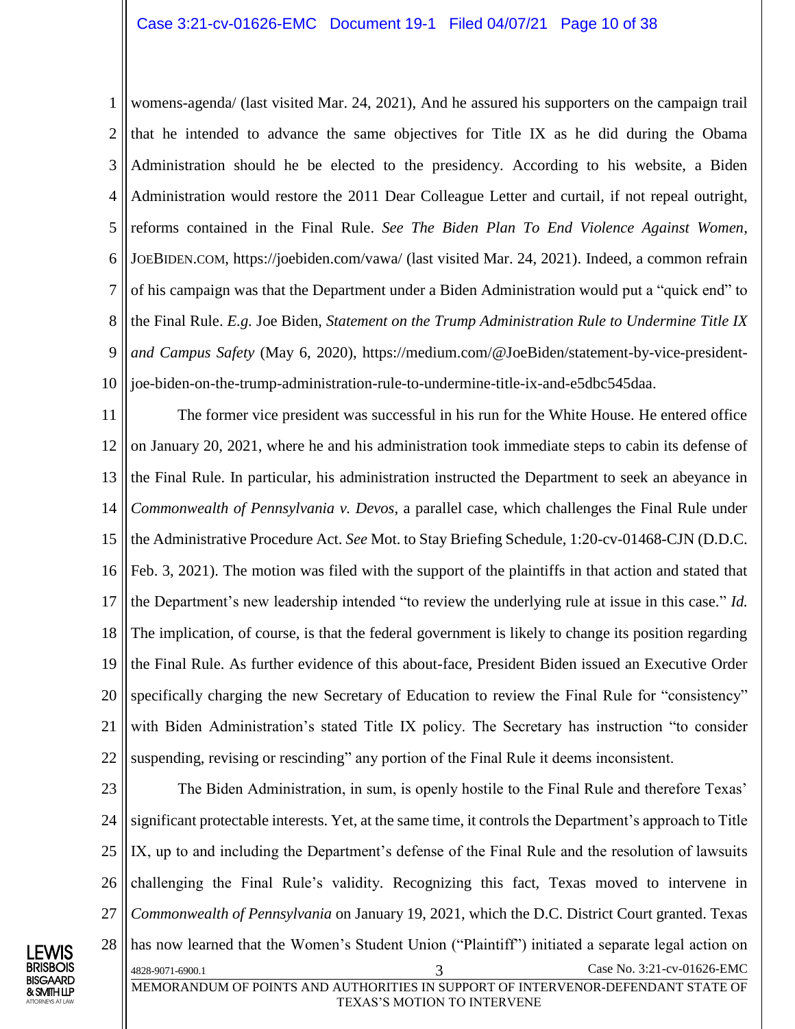womens-agenda/ (last visited Mar. 24, 2021), And he assured his supporters on the campaign trail that he intended to advance the same objectives for Title IX as he did during the Obama Administration should he be elected to the presidency. According to his website, a Biden Administration would restore the 2011 Dear Colleague Letter and curtail, if not repeal outright, reforms contained in the Final Rule. *See The Biden Plan To End Violence Against Women*, JOEBIDEN.COM, https://joebiden.com/vawa/ (last visited Mar. 24, 2021). Indeed, a common refrain of his campaign was that the Department under a Biden Administration would put a "quick end" to the Final Rule. *E.g.* Joe Biden, *Statement on the Trump Administration Rule to Undermine Title IX and Campus Safety* (May 6, 2020), https://medium.com/@JoeBiden/statement-by-vice-president-joe-biden-on-the-trump-administration-rule-to-undermine-title-ix-and-e5dbc545daa.

The former vice president was successful in his run for the White House. He entered office on January 20, 2021, where he and his administration took immediate steps to cabin its defense of the Final Rule. In particular, his administration instructed the Department to seek an abeyance in *Commonwealth of Pennsylvania v. Devos*, a parallel case, which challenges the Final Rule under the Administrative Procedure Act. *See* Mot. to Stay Briefing Schedule, 1:20-cv-01468-CJN (D.D.C. Feb. 3, 2021). The motion was filed with the support of the plaintiffs in that action and stated that the Department's new leadership intended "to review the underlying rule at issue in this case." *Id.* The implication, of course, is that the federal government is likely to change its position regarding the Final Rule. As further evidence of this about-face, President Biden issued an Executive Order specifically charging the new Secretary of Education to review the Final Rule for "consistency" with Biden Administration's stated Title IX policy. The Secretary has instruction "to consider suspending, revising or rescinding" any portion of the Final Rule it deems inconsistent.

The Biden Administration, in sum, is openly hostile to the Final Rule and therefore Texas' significant protectable interests. Yet, at the same time, it controls the Department's approach to Title IX, up to and including the Department's defense of the Final Rule and the resolution of lawsuits challenging the Final Rule's validity. Recognizing this fact, Texas moved to intervene in *Commonwealth of Pennsylvania* on January 19, 2021, which the D.C. District Court granted. Texas has now learned that the Women's Student Union ("Plaintiff") initiated a separate legal action on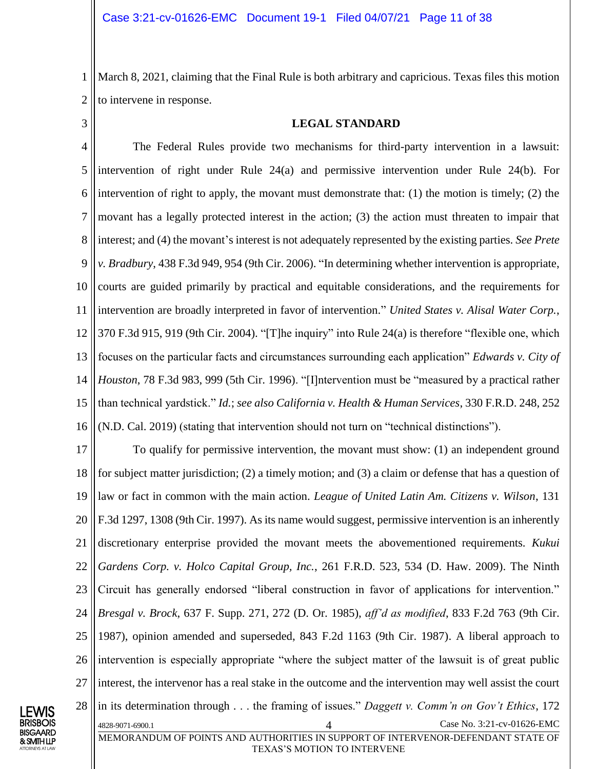March 8, 2021, claiming that the Final Rule is both arbitrary and capricious. Texas files this motion to intervene in response.

## LEGAL STANDARD

The Federal Rules provide two mechanisms for third-party intervention in a lawsuit: intervention of right under Rule 24(a) and permissive intervention under Rule 24(b). For intervention of right to apply, the movant must demonstrate that: (1) the motion is timely; (2) the movant has a legally protected interest in the action; (3) the action must threaten to impair that interest; and (4) the movant's interest is not adequately represented by the existing parties. *See Prete v. Bradbury*, 438 F.3d 949, 954 (9th Cir. 2006). "In determining whether intervention is appropriate, courts are guided primarily by practical and equitable considerations, and the requirements for intervention are broadly interpreted in favor of intervention." *United States v. Alisal Water Corp.*, 370 F.3d 915, 919 (9th Cir. 2004). "[T]he inquiry" into Rule 24(a) is therefore "flexible one, which focuses on the particular facts and circumstances surrounding each application" *Edwards v. City of Houston*, 78 F.3d 983, 999 (5th Cir. 1996). "[I]ntervention must be "measured by a practical rather than technical yardstick." *Id.*; *see also California v. Health & Human Services*, 330 F.R.D. 248, 252 (N.D. Cal. 2019) (stating that intervention should not turn on "technical distinctions").

To qualify for permissive intervention, the movant must show: (1) an independent ground for subject matter jurisdiction; (2) a timely motion; and (3) a claim or defense that has a question of law or fact in common with the main action. *League of United Latin Am. Citizens v. Wilson*, 131 F.3d 1297, 1308 (9th Cir. 1997). As its name would suggest, permissive intervention is an inherently discretionary enterprise provided the movant meets the abovementioned requirements. *Kukui Gardens Corp. v. Holco Capital Group, Inc.*, 261 F.R.D. 523, 534 (D. Haw. 2009). The Ninth Circuit has generally endorsed "liberal construction in favor of applications for intervention." *Bresgal v. Brock*, 637 F. Supp. 271, 272 (D. Or. 1985), *aff'd as modified*, 833 F.2d 763 (9th Cir. 1987), opinion amended and superseded, 843 F.2d 1163 (9th Cir. 1987). A liberal approach to intervention is especially appropriate "where the subject matter of the lawsuit is of great public interest, the intervenor has a real stake in the outcome and the intervention may well assist the court in its determination through . . . the framing of issues." *Daggett v. Comm'n on Gov't Ethics*, 172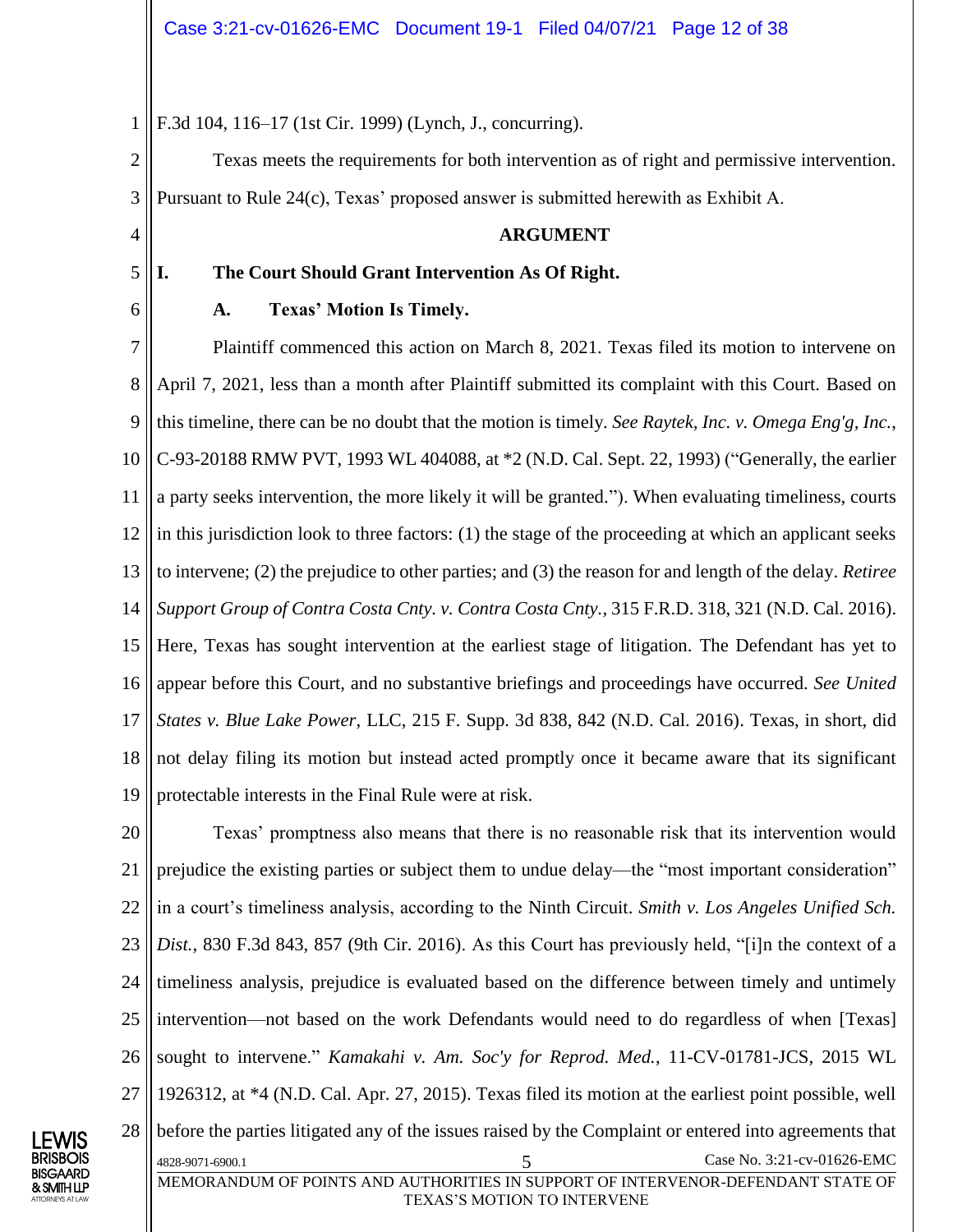F.3d 104, 116–17 (1st Cir. 1999) (Lynch, J., concurring).

Texas meets the requirements for both intervention as of right and permissive intervention. Pursuant to Rule 24(c), Texas' proposed answer is submitted herewith as Exhibit A.

## ARGUMENT

### I. The Court Should Grant Intervention As Of Right.

#### A. Texas' Motion Is Timely.

Plaintiff commenced this action on March 8, 2021. Texas filed its motion to intervene on April 7, 2021, less than a month after Plaintiff submitted its complaint with this Court. Based on this timeline, there can be no doubt that the motion is timely. *See Raytek, Inc. v. Omega Eng'g, Inc.*, C-93-20188 RMW PVT, 1993 WL 404088, at *2 (N.D. Cal. Sept. 22, 1993) ("Generally, the earlier a party seeks intervention, the more likely it will be granted."). When evaluating timeliness, courts in this jurisdiction look to three factors: (1) the stage of the proceeding at which an applicant seeks to intervene; (2) the prejudice to other parties; and (3) the reason for and length of the delay. *Retiree Support Group of Contra Costa Cnty. v. Contra Costa Cnty.*, 315 F.R.D. 318, 321 (N.D. Cal. 2016). Here, Texas has sought intervention at the earliest stage of litigation. The Defendant has yet to appear before this Court, and no substantive briefings and proceedings have occurred. *See United States v. Blue Lake Power*, LLC, 215 F. Supp. 3d 838, 842 (N.D. Cal. 2016). Texas, in short, did not delay filing its motion but instead acted promptly once it became aware that its significant protectable interests in the Final Rule were at risk.

Texas' promptness also means that there is no reasonable risk that its intervention would prejudice the existing parties or subject them to undue delay—the "most important consideration" in a court's timeliness analysis, according to the Ninth Circuit. *Smith v. Los Angeles Unified Sch. Dist.*, 830 F.3d 843, 857 (9th Cir. 2016). As this Court has previously held, "[i]n the context of a timeliness analysis, prejudice is evaluated based on the difference between timely and untimely intervention—not based on the work Defendants would need to do regardless of when [Texas] sought to intervene." *Kamakahi v. Am. Soc'y for Reprod. Med.*, 11-CV-01781-JCS, 2015 WL 1926312, at *4 (N.D. Cal. Apr. 27, 2015). Texas filed its motion at the earliest point possible, well before the parties litigated any of the issues raised by the Complaint or entered into agreements that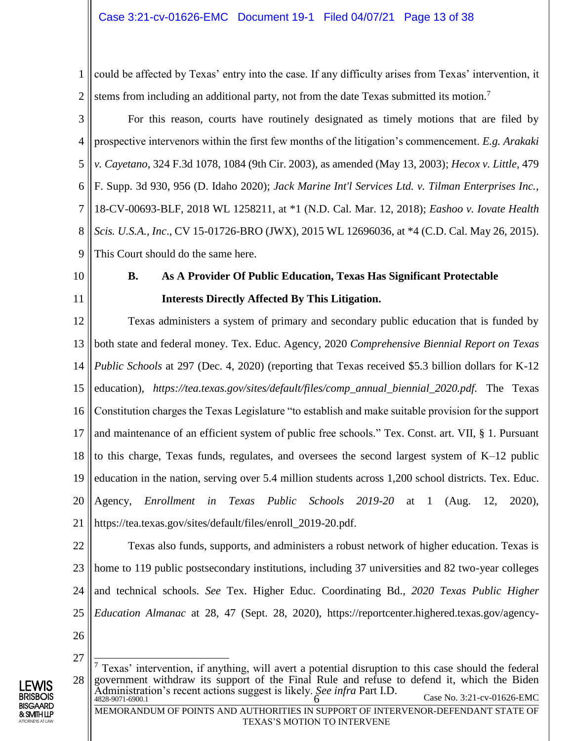could be affected by Texas' entry into the case. If any difficulty arises from Texas' intervention, it stems from including an additional party, not from the date Texas submitted its motion.[7]

For this reason, courts have routinely designated as timely motions that are filed by prospective intervenors within the first few months of the litigation's commencement. *E.g. Arakaki v. Cayetano*, 324 F.3d 1078, 1084 (9th Cir. 2003), as amended (May 13, 2003); *Hecox v. Little*, 479 F. Supp. 3d 930, 956 (D. Idaho 2020); *Jack Marine Int'l Services Ltd. v. Tilman Enterprises Inc.*, 18-CV-00693-BLF, 2018 WL 1258211, at *1 (N.D. Cal. Mar. 12, 2018); *Eashoo v. Iovate Health Scis. U.S.A., Inc.*, CV 15-01726-BRO (JWX), 2015 WL 12696036, at *4 (C.D. Cal. May 26, 2015). This Court should do the same here.

### B. As A Provider Of Public Education, Texas Has Significant Protectable Interests Directly Affected By This Litigation.

Texas administers a system of primary and secondary public education that is funded by both state and federal money. Tex. Educ. Agency, 2020 *Comprehensive Biennial Report on Texas Public Schools* at 297 (Dec. 4, 2020) (reporting that Texas received $5.3 billion dollars for K-12 education), *https://tea.texas.gov/sites/default/files/comp_annual_biennial_2020.pdf.* The Texas Constitution charges the Texas Legislature "to establish and make suitable provision for the support and maintenance of an efficient system of public free schools." Tex. Const. art. VII, § 1. Pursuant to this charge, Texas funds, regulates, and oversees the second largest system of K–12 public education in the nation, serving over 5.4 million students across 1,200 school districts. Tex. Educ. Agency, *Enrollment in Texas Public Schools 2019-20* at 1 (Aug. 12, 2020), https://tea.texas.gov/sites/default/files/enroll_2019-20.pdf.

Texas also funds, supports, and administers a robust network of higher education. Texas is home to 119 public postsecondary institutions, including 37 universities and 82 two-year colleges and technical schools. *See* Tex. Higher Educ. Coordinating Bd., *2020 Texas Public Higher Education Almanac* at 28, 47 (Sept. 28, 2020), https://reportcenter.highered.texas.gov/agency-

---

[7] Texas' intervention, if anything, will avert a potential disruption to this case should the federal government withdraw its support of the Final Rule and refuse to defend it, which the Biden Administration's recent actions suggest is likely. *See infra* Part I.D.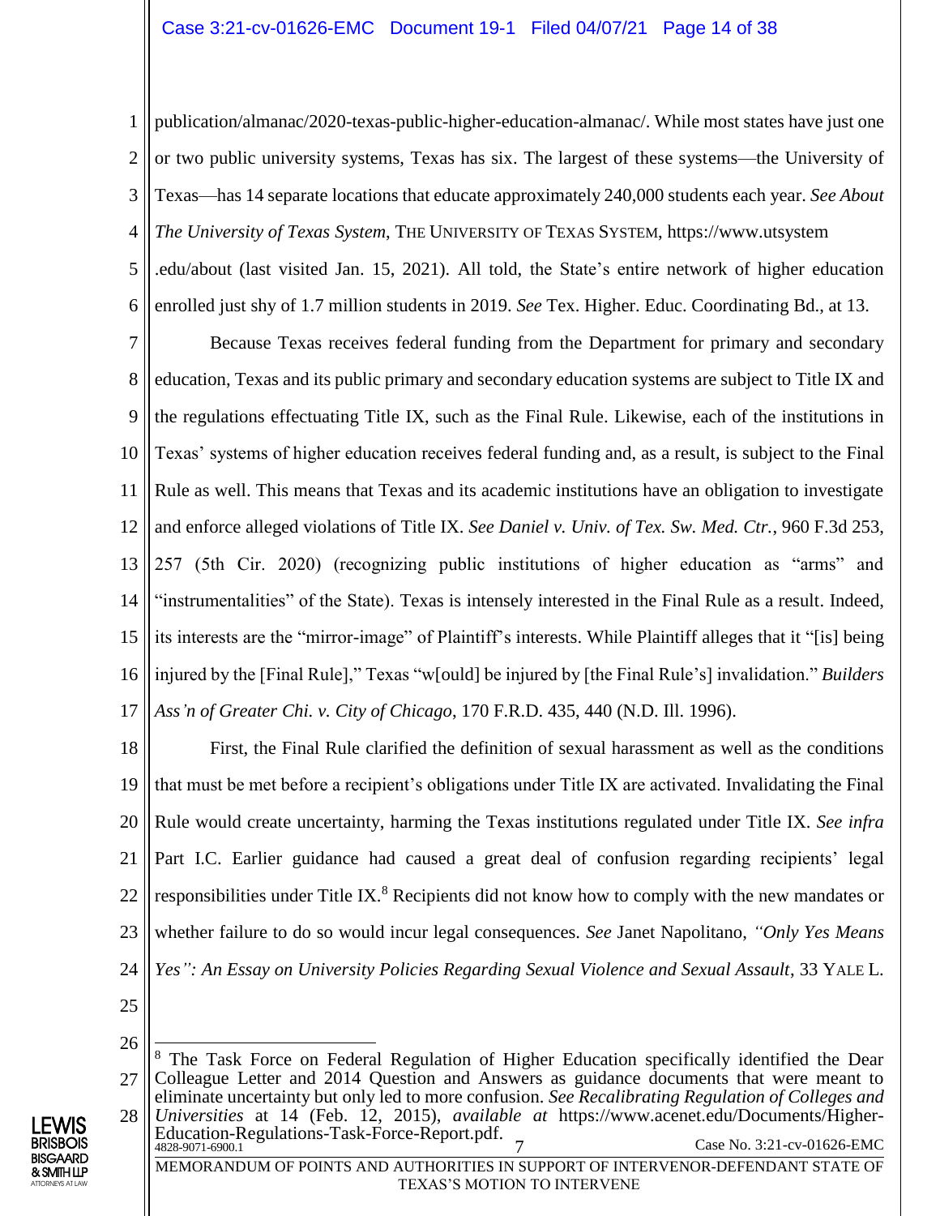publication/almanac/2020-texas-public-higher-education-almanac/. While most states have just one or two public university systems, Texas has six. The largest of these systems—the University of Texas—has 14 separate locations that educate approximately 240,000 students each year. *See About The University of Texas System*, THE UNIVERSITY OF TEXAS SYSTEM, https://www.utsystem.edu/about (last visited Jan. 15, 2021). All told, the State's entire network of higher education enrolled just shy of 1.7 million students in 2019. *See* Tex. Higher. Educ. Coordinating Bd., at 13.

Because Texas receives federal funding from the Department for primary and secondary education, Texas and its public primary and secondary education systems are subject to Title IX and the regulations effectuating Title IX, such as the Final Rule. Likewise, each of the institutions in Texas' systems of higher education receives federal funding and, as a result, is subject to the Final Rule as well. This means that Texas and its academic institutions have an obligation to investigate and enforce alleged violations of Title IX. *See Daniel v. Univ. of Tex. Sw. Med. Ctr.*, 960 F.3d 253, 257 (5th Cir. 2020) (recognizing public institutions of higher education as "arms" and "instrumentalities" of the State). Texas is intensely interested in the Final Rule as a result. Indeed, its interests are the "mirror-image" of Plaintiff's interests. While Plaintiff alleges that it "[is] being injured by the [Final Rule]," Texas "w[ould] be injured by [the Final Rule's] invalidation." *Builders Ass'n of Greater Chi. v. City of Chicago*, 170 F.R.D. 435, 440 (N.D. Ill. 1996).

First, the Final Rule clarified the definition of sexual harassment as well as the conditions that must be met before a recipient's obligations under Title IX are activated. Invalidating the Final Rule would create uncertainty, harming the Texas institutions regulated under Title IX. *See infra* Part I.C. Earlier guidance had caused a great deal of confusion regarding recipients' legal responsibilities under Title IX.[8] Recipients did not know how to comply with the new mandates or whether failure to do so would incur legal consequences. *See* Janet Napolitano, *"Only Yes Means Yes": An Essay on University Policies Regarding Sexual Violence and Sexual Assault*, 33 YALE L.

---

[8] The Task Force on Federal Regulation of Higher Education specifically identified the Dear Colleague Letter and 2014 Question and Answers as guidance documents that were meant to eliminate uncertainty but only led to more confusion. *See Recalibrating Regulation of Colleges and Universities* at 14 (Feb. 12, 2015), *available at* https://www.acenet.edu/Documents/Higher-Education-Regulations-Task-Force-Report.pdf.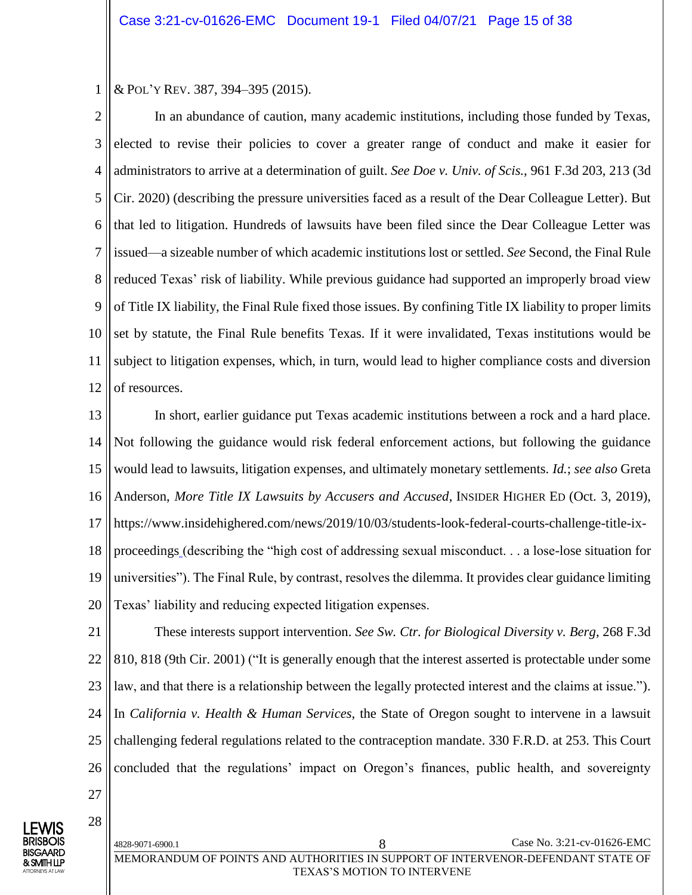& POL'Y REV. 387, 394–395 (2015).

In an abundance of caution, many academic institutions, including those funded by Texas, elected to revise their policies to cover a greater range of conduct and make it easier for administrators to arrive at a determination of guilt. *See Doe v. Univ. of Scis.*, 961 F.3d 203, 213 (3d Cir. 2020) (describing the pressure universities faced as a result of the Dear Colleague Letter). But that led to litigation. Hundreds of lawsuits have been filed since the Dear Colleague Letter was issued—a sizeable number of which academic institutions lost or settled. *See* Second, the Final Rule reduced Texas' risk of liability. While previous guidance had supported an improperly broad view of Title IX liability, the Final Rule fixed those issues. By confining Title IX liability to proper limits set by statute, the Final Rule benefits Texas. If it were invalidated, Texas institutions would be subject to litigation expenses, which, in turn, would lead to higher compliance costs and diversion of resources.

In short, earlier guidance put Texas academic institutions between a rock and a hard place. Not following the guidance would risk federal enforcement actions, but following the guidance would lead to lawsuits, litigation expenses, and ultimately monetary settlements. *Id.*; *see also* Greta Anderson, *More Title IX Lawsuits by Accusers and Accused*, INSIDER HIGHER ED (Oct. 3, 2019), https://www.insidehighered.com/news/2019/10/03/students-look-federal-courts-challenge-title-ix-proceedings (describing the "high cost of addressing sexual misconduct. . . a lose-lose situation for universities"). The Final Rule, by contrast, resolves the dilemma. It provides clear guidance limiting Texas' liability and reducing expected litigation expenses.

These interests support intervention. *See Sw. Ctr. for Biological Diversity v. Berg*, 268 F.3d 810, 818 (9th Cir. 2001) ("It is generally enough that the interest asserted is protectable under some law, and that there is a relationship between the legally protected interest and the claims at issue."). In *California v. Health & Human Services*, the State of Oregon sought to intervene in a lawsuit challenging federal regulations related to the contraception mandate. 330 F.R.D. at 253. This Court concluded that the regulations' impact on Oregon's finances, public health, and sovereignty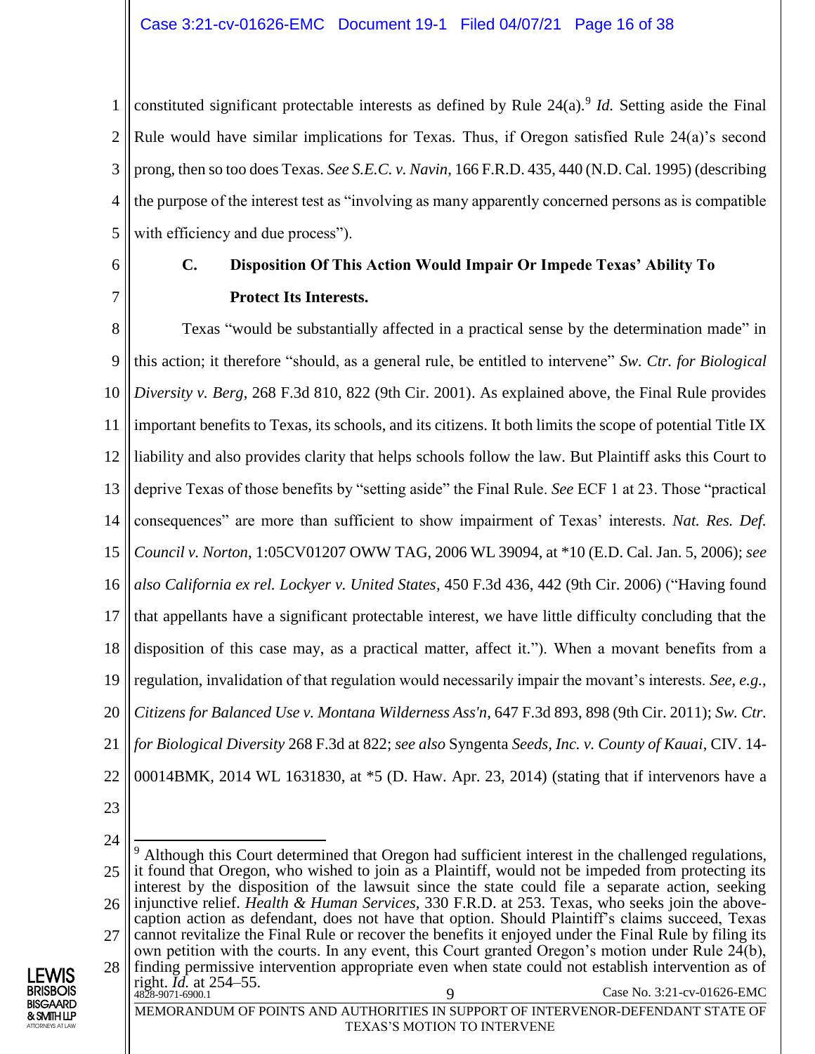constituted significant protectable interests as defined by Rule 24(a).[9] *Id.* Setting aside the Final Rule would have similar implications for Texas. Thus, if Oregon satisfied Rule 24(a)'s second prong, then so too does Texas. *See S.E.C. v. Navin*, 166 F.R.D. 435, 440 (N.D. Cal. 1995) (describing the purpose of the interest test as "involving as many apparently concerned persons as is compatible with efficiency and due process").

### C. Disposition Of This Action Would Impair Or Impede Texas' Ability To Protect Its Interests.

Texas "would be substantially affected in a practical sense by the determination made" in this action; it therefore "should, as a general rule, be entitled to intervene" *Sw. Ctr. for Biological Diversity v. Berg*, 268 F.3d 810, 822 (9th Cir. 2001). As explained above, the Final Rule provides important benefits to Texas, its schools, and its citizens. It both limits the scope of potential Title IX liability and also provides clarity that helps schools follow the law. But Plaintiff asks this Court to deprive Texas of those benefits by "setting aside" the Final Rule. *See* ECF 1 at 23. Those "practical consequences" are more than sufficient to show impairment of Texas' interests. *Nat. Res. Def. Council v. Norton*, 1:05CV01207 OWW TAG, 2006 WL 39094, at *10 (E.D. Cal. Jan. 5, 2006); *see also California ex rel. Lockyer v. United States*, 450 F.3d 436, 442 (9th Cir. 2006) ("Having found that appellants have a significant protectable interest, we have little difficulty concluding that the disposition of this case may, as a practical matter, affect it."). When a movant benefits from a regulation, invalidation of that regulation would necessarily impair the movant's interests. *See, e.g.*, *Citizens for Balanced Use v. Montana Wilderness Ass'n*, 647 F.3d 893, 898 (9th Cir. 2011); *Sw. Ctr. for Biological Diversity* 268 F.3d at 822; *see also* Syngenta *Seeds, Inc. v. County of Kauai*, CIV. 14-00014BMK, 2014 WL 1631830, at *5 (D. Haw. Apr. 23, 2014) (stating that if intervenors have a

---

[9] Although this Court determined that Oregon had sufficient interest in the challenged regulations, it found that Oregon, who wished to join as a Plaintiff, would not be impeded from protecting its interest by the disposition of the lawsuit since the state could file a separate action, seeking injunctive relief. *Health & Human Services*, 330 F.R.D. at 253. Texas, who seeks join the above-caption action as defendant, does not have that option. Should Plaintiff's claims succeed, Texas cannot revitalize the Final Rule or recover the benefits it enjoyed under the Final Rule by filing its own petition with the courts. In any event, this Court granted Oregon's motion under Rule 24(b), finding permissive intervention appropriate even when state could not establish intervention as of right. *Id.* at 254–55.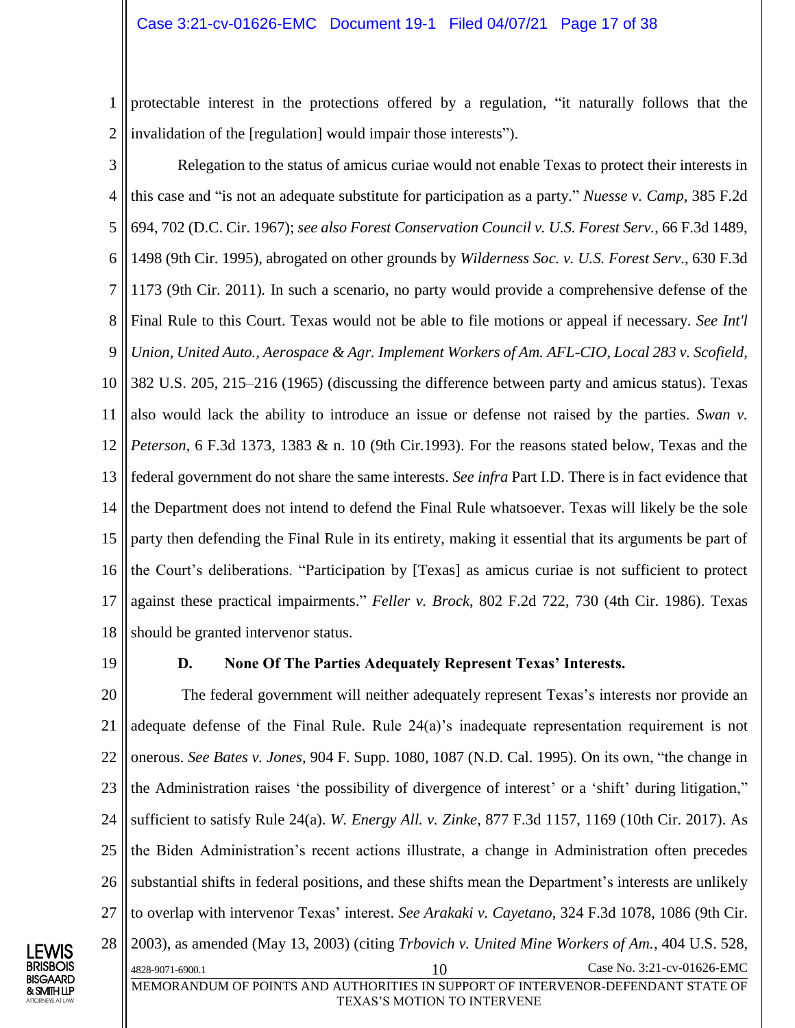protectable interest in the protections offered by a regulation, "it naturally follows that the invalidation of the [regulation] would impair those interests").

Relegation to the status of amicus curiae would not enable Texas to protect their interests in this case and "is not an adequate substitute for participation as a party." *Nuesse v. Camp*, 385 F.2d 694, 702 (D.C. Cir. 1967); *see also Forest Conservation Council v. U.S. Forest Serv.*, 66 F.3d 1489, 1498 (9th Cir. 1995), abrogated on other grounds by *Wilderness Soc. v. U.S. Forest Serv*., 630 F.3d 1173 (9th Cir. 2011). In such a scenario, no party would provide a comprehensive defense of the Final Rule to this Court. Texas would not be able to file motions or appeal if necessary. *See Int'l Union, United Auto., Aerospace & Agr. Implement Workers of Am. AFL-CIO, Local 283 v. Scofield*, 382 U.S. 205, 215–216 (1965) (discussing the difference between party and amicus status). Texas also would lack the ability to introduce an issue or defense not raised by the parties. *Swan v. Peterson*, 6 F.3d 1373, 1383 & n. 10 (9th Cir.1993). For the reasons stated below, Texas and the federal government do not share the same interests. *See infra* Part I.D. There is in fact evidence that the Department does not intend to defend the Final Rule whatsoever. Texas will likely be the sole party then defending the Final Rule in its entirety, making it essential that its arguments be part of the Court's deliberations. "Participation by [Texas] as amicus curiae is not sufficient to protect against these practical impairments." *Feller v. Brock*, 802 F.2d 722, 730 (4th Cir. 1986). Texas should be granted intervenor status.

### D. None Of The Parties Adequately Represent Texas' Interests.

The federal government will neither adequately represent Texas's interests nor provide an adequate defense of the Final Rule. Rule 24(a)'s inadequate representation requirement is not onerous. *See Bates v. Jones*, 904 F. Supp. 1080, 1087 (N.D. Cal. 1995). On its own, "the change in the Administration raises 'the possibility of divergence of interest' or a 'shift' during litigation," sufficient to satisfy Rule 24(a). *W. Energy All. v. Zinke*, 877 F.3d 1157, 1169 (10th Cir. 2017). As the Biden Administration's recent actions illustrate, a change in Administration often precedes substantial shifts in federal positions, and these shifts mean the Department's interests are unlikely to overlap with intervenor Texas' interest. *See Arakaki v. Cayetano*, 324 F.3d 1078, 1086 (9th Cir. 2003), as amended (May 13, 2003) (citing *Trbovich v. United Mine Workers of Am.*, 404 U.S. 528,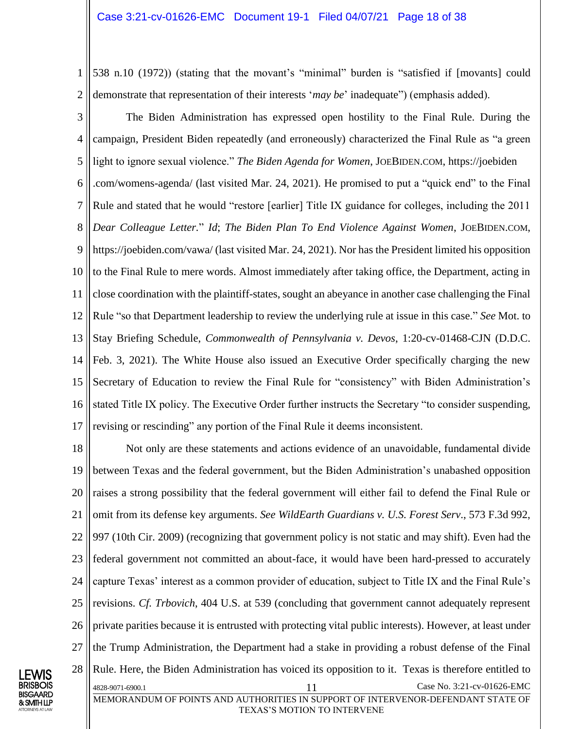538 n.10 (1972)) (stating that the movant's "minimal" burden is "satisfied if [movants] could demonstrate that representation of their interests '*may be*' inadequate") (emphasis added).

The Biden Administration has expressed open hostility to the Final Rule. During the campaign, President Biden repeatedly (and erroneously) characterized the Final Rule as "a green light to ignore sexual violence." *The Biden Agenda for Women*, JOEBIDEN.COM, https://joebiden .com/womens-agenda/ (last visited Mar. 24, 2021). He promised to put a "quick end" to the Final Rule and stated that he would "restore [earlier] Title IX guidance for colleges, including the 2011 *Dear Colleague Letter*." *Id*; *The Biden Plan To End Violence Against Women*, JOEBIDEN.COM, https://joebiden.com/vawa/ (last visited Mar. 24, 2021). Nor has the President limited his opposition to the Final Rule to mere words. Almost immediately after taking office, the Department, acting in close coordination with the plaintiff-states, sought an abeyance in another case challenging the Final Rule "so that Department leadership to review the underlying rule at issue in this case." *See* Mot. to Stay Briefing Schedule, *Commonwealth of Pennsylvania v. Devos*, 1:20-cv-01468-CJN (D.D.C. Feb. 3, 2021). The White House also issued an Executive Order specifically charging the new Secretary of Education to review the Final Rule for "consistency" with Biden Administration's stated Title IX policy. The Executive Order further instructs the Secretary "to consider suspending, revising or rescinding" any portion of the Final Rule it deems inconsistent.

Not only are these statements and actions evidence of an unavoidable, fundamental divide between Texas and the federal government, but the Biden Administration's unabashed opposition raises a strong possibility that the federal government will either fail to defend the Final Rule or omit from its defense key arguments. *See WildEarth Guardians v. U.S. Forest Serv*., 573 F.3d 992, 997 (10th Cir. 2009) (recognizing that government policy is not static and may shift). Even had the federal government not committed an about-face, it would have been hard-pressed to accurately capture Texas' interest as a common provider of education, subject to Title IX and the Final Rule's revisions. *Cf. Trbovich*, 404 U.S. at 539 (concluding that government cannot adequately represent private parities because it is entrusted with protecting vital public interests). However, at least under the Trump Administration, the Department had a stake in providing a robust defense of the Final Rule. Here, the Biden Administration has voiced its opposition to it. Texas is therefore entitled to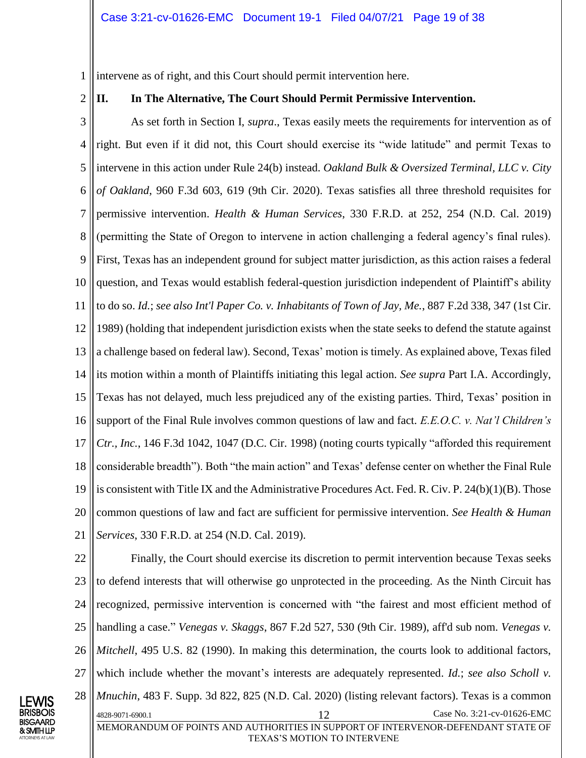intervene as of right, and this Court should permit intervention here.

## II. In The Alternative, The Court Should Permit Permissive Intervention.

As set forth in Section I, *supra*., Texas easily meets the requirements for intervention as of right. But even if it did not, this Court should exercise its "wide latitude" and permit Texas to intervene in this action under Rule 24(b) instead. *Oakland Bulk & Oversized Terminal, LLC v. City of Oakland*, 960 F.3d 603, 619 (9th Cir. 2020). Texas satisfies all three threshold requisites for permissive intervention. *Health & Human Services*, 330 F.R.D. at 252, 254 (N.D. Cal. 2019) (permitting the State of Oregon to intervene in action challenging a federal agency's final rules). First, Texas has an independent ground for subject matter jurisdiction, as this action raises a federal question, and Texas would establish federal-question jurisdiction independent of Plaintiff's ability to do so. *Id.*; *see also Int'l Paper Co. v. Inhabitants of Town of Jay, Me.*, 887 F.2d 338, 347 (1st Cir. 1989) (holding that independent jurisdiction exists when the state seeks to defend the statute against a challenge based on federal law). Second, Texas' motion is timely. As explained above, Texas filed its motion within a month of Plaintiffs initiating this legal action. *See supra* Part I.A. Accordingly, Texas has not delayed, much less prejudiced any of the existing parties. Third, Texas' position in support of the Final Rule involves common questions of law and fact. *E.E.O.C. v. Nat'l Children's Ctr., Inc.*, 146 F.3d 1042, 1047 (D.C. Cir. 1998) (noting courts typically "afforded this requirement considerable breadth"). Both "the main action" and Texas' defense center on whether the Final Rule is consistent with Title IX and the Administrative Procedures Act. Fed. R. Civ. P. 24(b)(1)(B). Those common questions of law and fact are sufficient for permissive intervention. *See Health & Human Services*, 330 F.R.D. at 254 (N.D. Cal. 2019).

Finally, the Court should exercise its discretion to permit intervention because Texas seeks to defend interests that will otherwise go unprotected in the proceeding. As the Ninth Circuit has recognized, permissive intervention is concerned with "the fairest and most efficient method of handling a case." *Venegas v. Skaggs*, 867 F.2d 527, 530 (9th Cir. 1989), aff'd sub nom. *Venegas v. Mitchell*, 495 U.S. 82 (1990). In making this determination, the courts look to additional factors, which include whether the movant's interests are adequately represented. *Id.*; *see also Scholl v. Mnuchin*, 483 F. Supp. 3d 822, 825 (N.D. Cal. 2020) (listing relevant factors). Texas is a common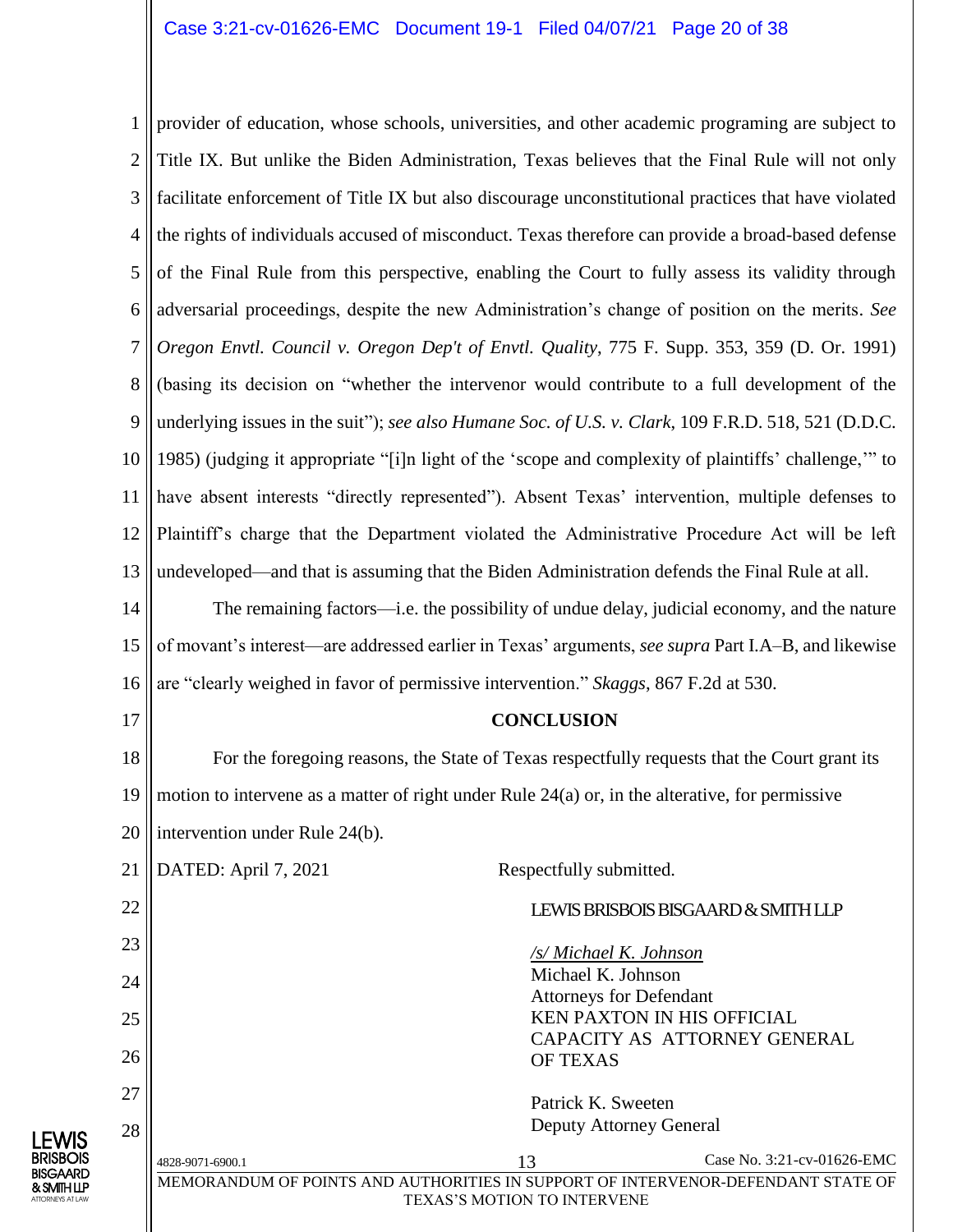provider of education, whose schools, universities, and other academic programing are subject to Title IX. But unlike the Biden Administration, Texas believes that the Final Rule will not only facilitate enforcement of Title IX but also discourage unconstitutional practices that have violated the rights of individuals accused of misconduct. Texas therefore can provide a broad-based defense of the Final Rule from this perspective, enabling the Court to fully assess its validity through adversarial proceedings, despite the new Administration's change of position on the merits. *See Oregon Envtl. Council v. Oregon Dep't of Envtl. Quality*, 775 F. Supp. 353, 359 (D. Or. 1991) (basing its decision on "whether the intervenor would contribute to a full development of the underlying issues in the suit"); *see also Humane Soc. of U.S. v. Clark*, 109 F.R.D. 518, 521 (D.D.C. 1985) (judging it appropriate "[i]n light of the 'scope and complexity of plaintiffs' challenge,'" to have absent interests "directly represented"). Absent Texas' intervention, multiple defenses to Plaintiff's charge that the Department violated the Administrative Procedure Act will be left undeveloped—and that is assuming that the Biden Administration defends the Final Rule at all.

The remaining factors—i.e. the possibility of undue delay, judicial economy, and the nature of movant's interest—are addressed earlier in Texas' arguments, *see supra* Part I.A–B, and likewise are "clearly weighed in favor of permissive intervention." *Skaggs*, 867 F.2d at 530.

## CONCLUSION

For the foregoing reasons, the State of Texas respectfully requests that the Court grant its motion to intervene as a matter of right under Rule 24(a) or, in the alterative, for permissive intervention under Rule 24(b).

DATED: April 7, 2021

Respectfully submitted.

LEWIS BRISBOIS BISGAARD & SMITH LLP

/s/ Michael K. Johnson
Michael K. Johnson
Attorneys for Defendant
KEN PAXTON IN HIS OFFICIAL CAPACITY AS ATTORNEY GENERAL OF TEXAS

Patrick K. Sweeten
Deputy Attorney General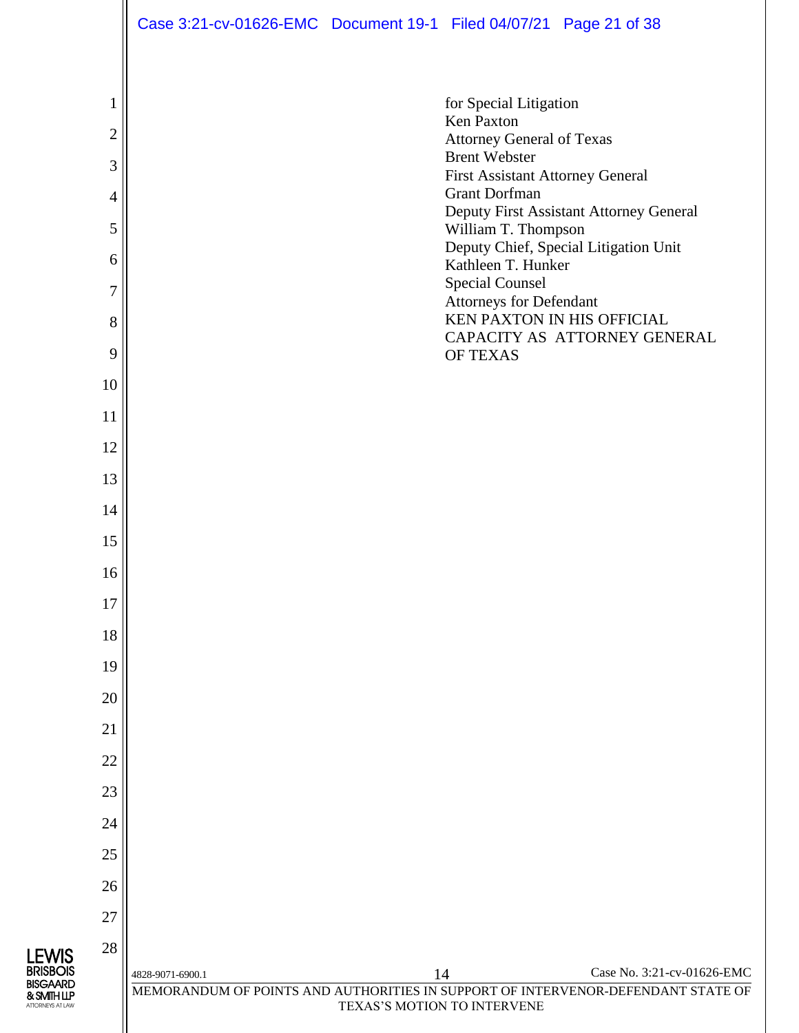for Special Litigation
Ken Paxton
Attorney General of Texas
Brent Webster
First Assistant Attorney General
Grant Dorfman
Deputy First Assistant Attorney General
William T. Thompson
Deputy Chief, Special Litigation Unit
Kathleen T. Hunker
Special Counsel
Attorneys for Defendant
KEN PAXTON IN HIS OFFICIAL CAPACITY AS ATTORNEY GENERAL OF TEXAS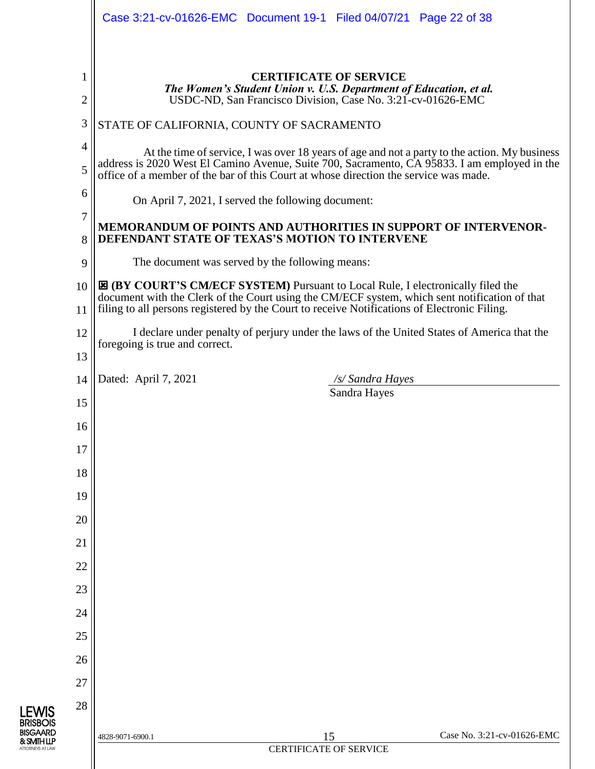# CERTIFICATE OF SERVICE

***The Women's Student Union v. U.S. Department of Education, et al.***
USDC-ND, San Francisco Division, Case No. 3:21-cv-01626-EMC

STATE OF CALIFORNIA, COUNTY OF SACRAMENTO

At the time of service, I was over 18 years of age and not a party to the action. My business address is 2020 West El Camino Avenue, Suite 700, Sacramento, CA 95833. I am employed in the office of a member of the bar of this Court at whose direction the service was made.

On April 7, 2021, I served the following document:

**MEMORANDUM OF POINTS AND AUTHORITIES IN SUPPORT OF INTERVENOR-DEFENDANT STATE OF TEXAS'S MOTION TO INTERVENE**

The document was served by the following means:

☒ **(BY COURT'S CM/ECF SYSTEM)** Pursuant to Local Rule, I electronically filed the document with the Clerk of the Court using the CM/ECF system, which sent notification of that filing to all persons registered by the Court to receive Notifications of Electronic Filing.

I declare under penalty of perjury under the laws of the United States of America that the foregoing is true and correct.

Dated: April 7, 2021

*/s/ Sandra Hayes*
Sandra Hayes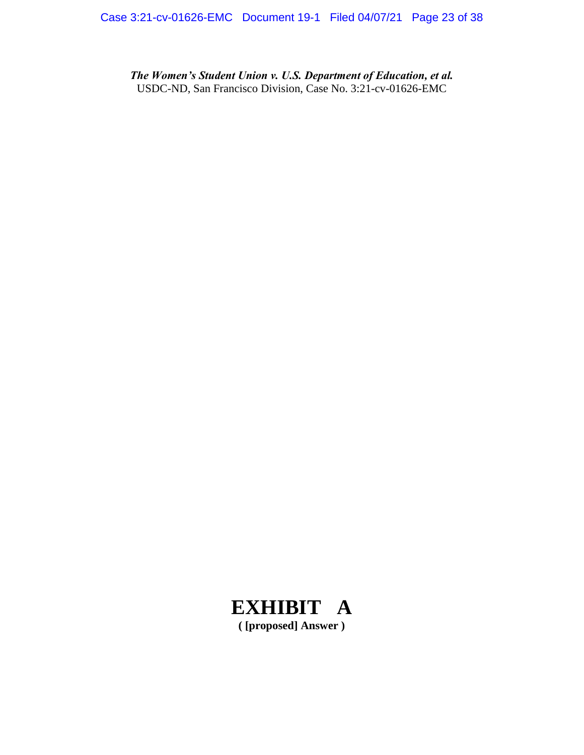***The Women's Student Union v. U.S. Department of Education, et al.***
USDC-ND, San Francisco Division, Case No. 3:21-cv-01626-EMC

# EXHIBIT A

**( [proposed] Answer )**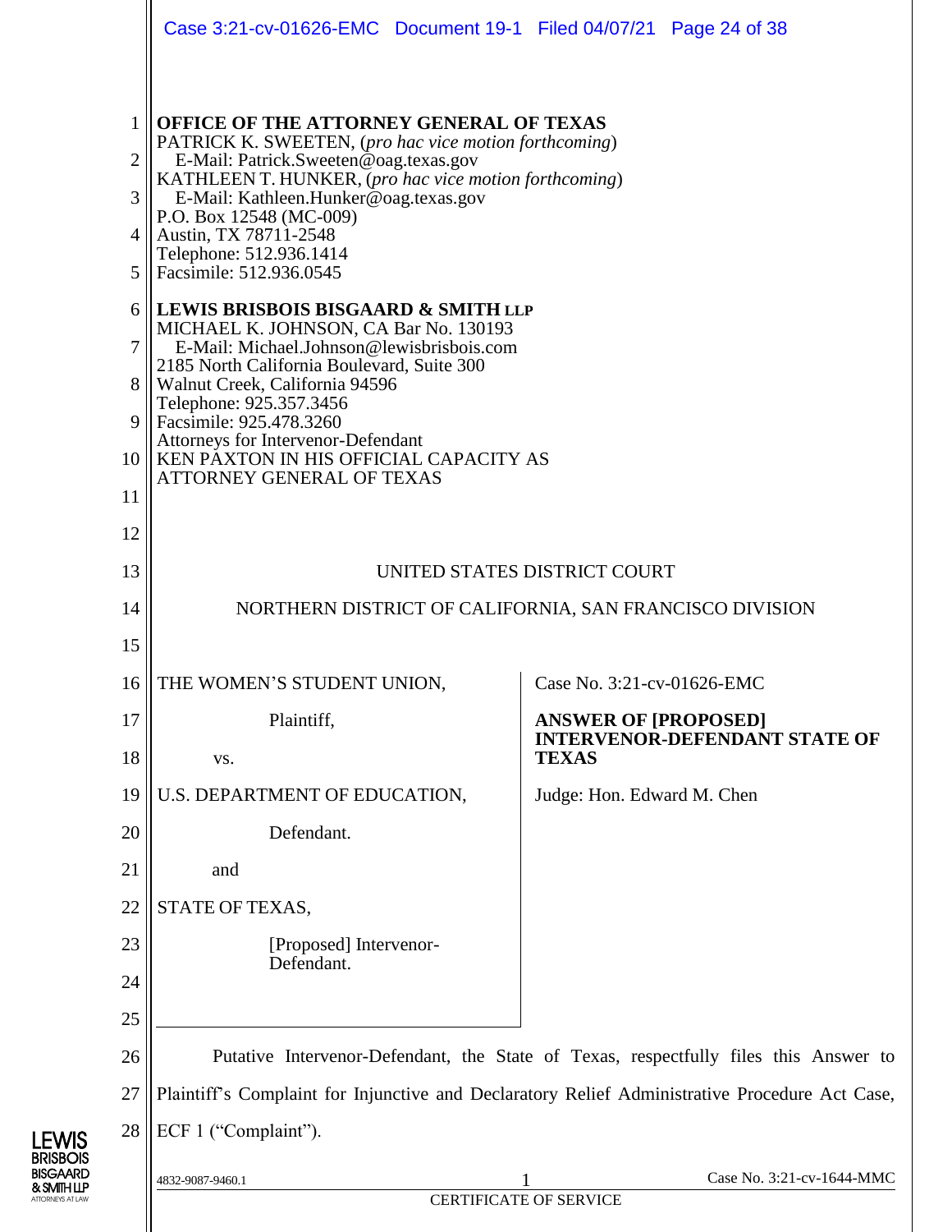**OFFICE OF THE ATTORNEY GENERAL OF TEXAS**
PATRICK K. SWEETEN, (*pro hac vice motion forthcoming*)
E-Mail: Patrick.Sweeten@oag.texas.gov
KATHLEEN T. HUNKER, (*pro hac vice motion forthcoming*)
E-Mail: Kathleen.Hunker@oag.texas.gov
P.O. Box 12548 (MC-009)
Austin, TX 78711-2548
Telephone: 512.936.1414
Facsimile: 512.936.0545

**LEWIS BRISBOIS BISGAARD & SMITH LLP**
MICHAEL K. JOHNSON, CA Bar No. 130193
E-Mail: Michael.Johnson@lewisbrisbois.com
2185 North California Boulevard, Suite 300
Walnut Creek, California 94596
Telephone: 925.357.3456
Facsimile: 925.478.3260
Attorneys for Intervenor-Defendant
KEN PAXTON IN HIS OFFICIAL CAPACITY AS ATTORNEY GENERAL OF TEXAS

UNITED STATES DISTRICT COURT

NORTHERN DISTRICT OF CALIFORNIA, SAN FRANCISCO DIVISION

THE WOMEN'S STUDENT UNION,

Plaintiff,

vs.

U.S. DEPARTMENT OF EDUCATION,

Defendant.

and

STATE OF TEXAS,

[Proposed] Intervenor-Defendant.

Case No. 3:21-cv-01626-EMC

**ANSWER OF [PROPOSED] INTERVENOR-DEFENDANT STATE OF TEXAS**

Judge: Hon. Edward M. Chen

Putative Intervenor-Defendant, the State of Texas, respectfully files this Answer to Plaintiff's Complaint for Injunctive and Declaratory Relief Administrative Procedure Act Case, ECF 1 ("Complaint").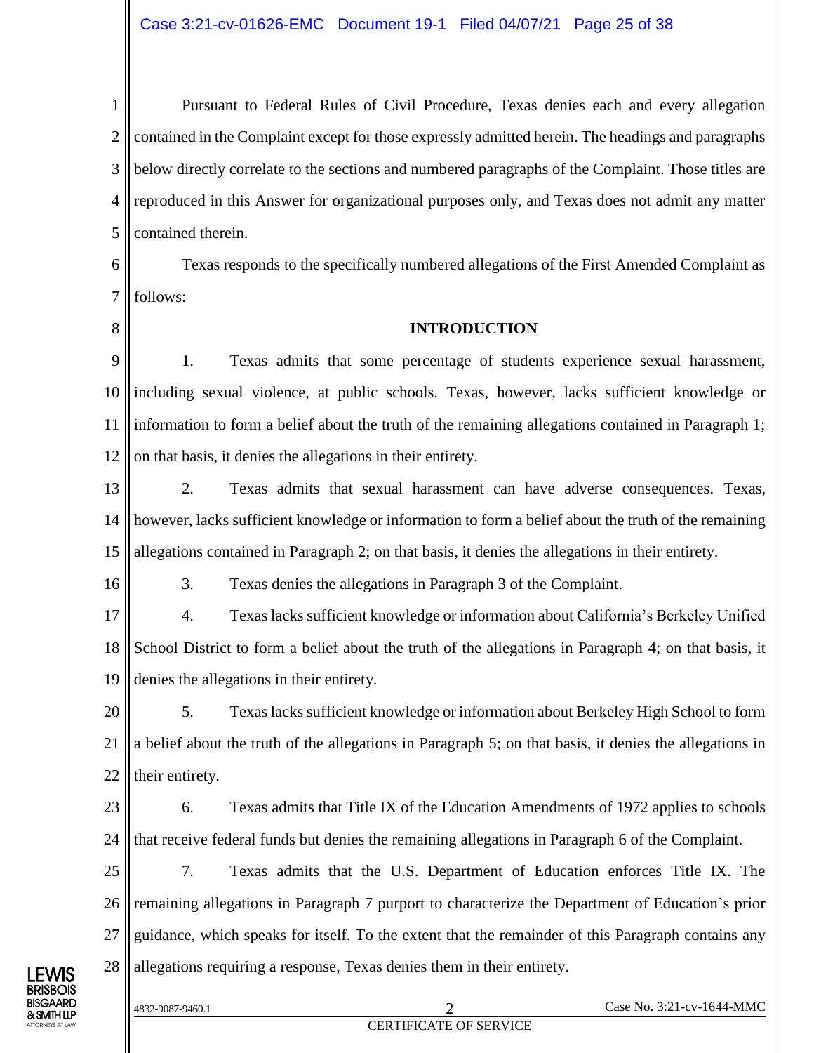Pursuant to Federal Rules of Civil Procedure, Texas denies each and every allegation contained in the Complaint except for those expressly admitted herein. The headings and paragraphs below directly correlate to the sections and numbered paragraphs of the Complaint. Those titles are reproduced in this Answer for organizational purposes only, and Texas does not admit any matter contained therein.

Texas responds to the specifically numbered allegations of the First Amended Complaint as follows:

**INTRODUCTION**

1. Texas admits that some percentage of students experience sexual harassment, including sexual violence, at public schools. Texas, however, lacks sufficient knowledge or information to form a belief about the truth of the remaining allegations contained in Paragraph 1; on that basis, it denies the allegations in their entirety.

2. Texas admits that sexual harassment can have adverse consequences. Texas, however, lacks sufficient knowledge or information to form a belief about the truth of the remaining allegations contained in Paragraph 2; on that basis, it denies the allegations in their entirety.

3. Texas denies the allegations in Paragraph 3 of the Complaint.

4. Texas lacks sufficient knowledge or information about California's Berkeley Unified School District to form a belief about the truth of the allegations in Paragraph 4; on that basis, it denies the allegations in their entirety.

5. Texas lacks sufficient knowledge or information about Berkeley High School to form a belief about the truth of the allegations in Paragraph 5; on that basis, it denies the allegations in their entirety.

6. Texas admits that Title IX of the Education Amendments of 1972 applies to schools that receive federal funds but denies the remaining allegations in Paragraph 6 of the Complaint.

7. Texas admits that the U.S. Department of Education enforces Title IX. The remaining allegations in Paragraph 7 purport to characterize the Department of Education's prior guidance, which speaks for itself. To the extent that the remainder of this Paragraph contains any allegations requiring a response, Texas denies them in their entirety.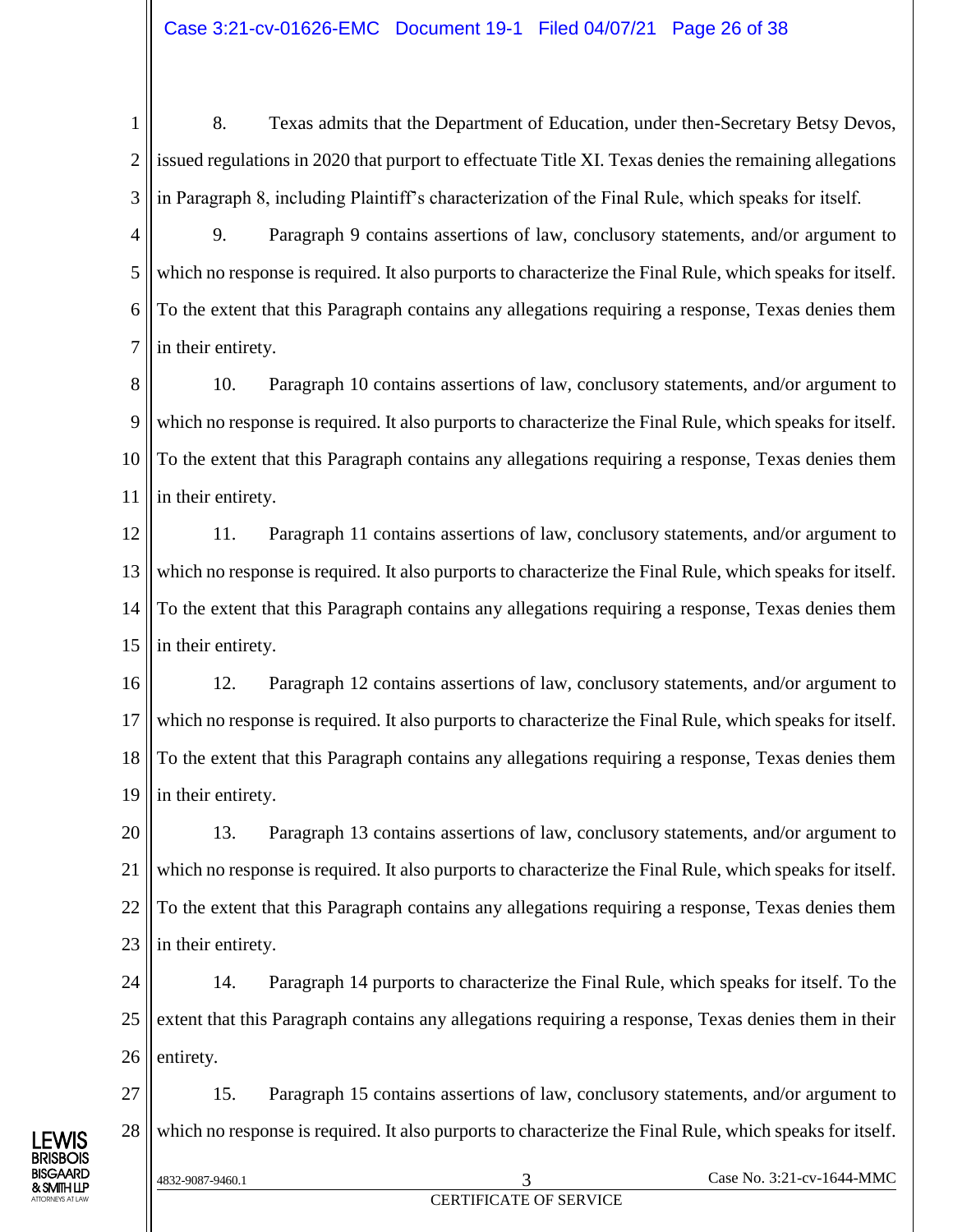8. Texas admits that the Department of Education, under then-Secretary Betsy Devos, issued regulations in 2020 that purport to effectuate Title XI. Texas denies the remaining allegations in Paragraph 8, including Plaintiff's characterization of the Final Rule, which speaks for itself.

9. Paragraph 9 contains assertions of law, conclusory statements, and/or argument to which no response is required. It also purports to characterize the Final Rule, which speaks for itself. To the extent that this Paragraph contains any allegations requiring a response, Texas denies them in their entirety.

10. Paragraph 10 contains assertions of law, conclusory statements, and/or argument to which no response is required. It also purports to characterize the Final Rule, which speaks for itself. To the extent that this Paragraph contains any allegations requiring a response, Texas denies them in their entirety.

11. Paragraph 11 contains assertions of law, conclusory statements, and/or argument to which no response is required. It also purports to characterize the Final Rule, which speaks for itself. To the extent that this Paragraph contains any allegations requiring a response, Texas denies them in their entirety.

12. Paragraph 12 contains assertions of law, conclusory statements, and/or argument to which no response is required. It also purports to characterize the Final Rule, which speaks for itself. To the extent that this Paragraph contains any allegations requiring a response, Texas denies them in their entirety.

13. Paragraph 13 contains assertions of law, conclusory statements, and/or argument to which no response is required. It also purports to characterize the Final Rule, which speaks for itself. To the extent that this Paragraph contains any allegations requiring a response, Texas denies them in their entirety.

14. Paragraph 14 purports to characterize the Final Rule, which speaks for itself. To the extent that this Paragraph contains any allegations requiring a response, Texas denies them in their entirety.

15. Paragraph 15 contains assertions of law, conclusory statements, and/or argument to which no response is required. It also purports to characterize the Final Rule, which speaks for itself.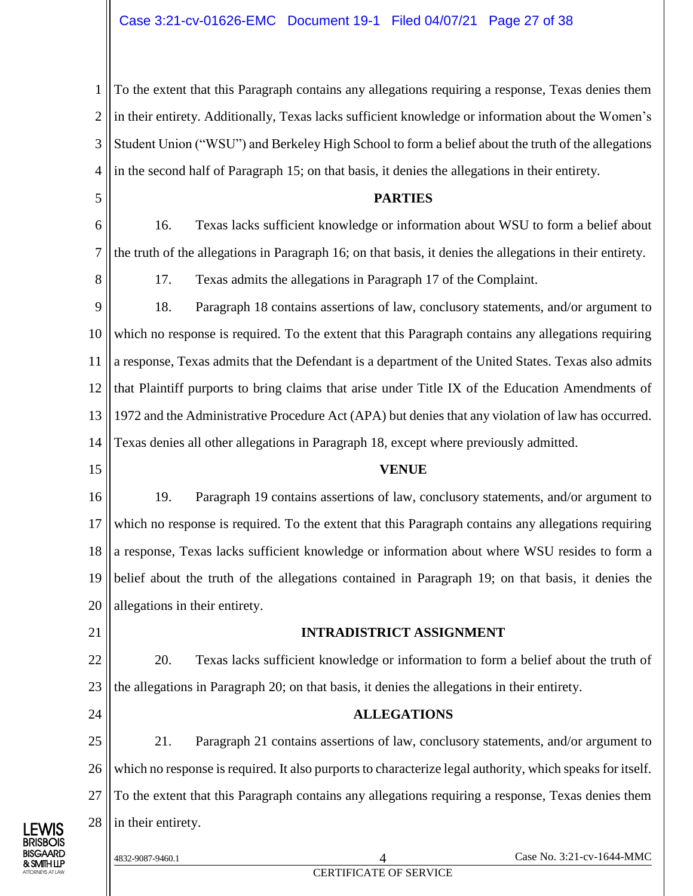To the extent that this Paragraph contains any allegations requiring a response, Texas denies them in their entirety. Additionally, Texas lacks sufficient knowledge or information about the Women's Student Union ("WSU") and Berkeley High School to form a belief about the truth of the allegations in the second half of Paragraph 15; on that basis, it denies the allegations in their entirety.

**PARTIES**

16. Texas lacks sufficient knowledge or information about WSU to form a belief about the truth of the allegations in Paragraph 16; on that basis, it denies the allegations in their entirety.

17. Texas admits the allegations in Paragraph 17 of the Complaint.

18. Paragraph 18 contains assertions of law, conclusory statements, and/or argument to which no response is required. To the extent that this Paragraph contains any allegations requiring a response, Texas admits that the Defendant is a department of the United States. Texas also admits that Plaintiff purports to bring claims that arise under Title IX of the Education Amendments of 1972 and the Administrative Procedure Act (APA) but denies that any violation of law has occurred. Texas denies all other allegations in Paragraph 18, except where previously admitted.

**VENUE**

19. Paragraph 19 contains assertions of law, conclusory statements, and/or argument to which no response is required. To the extent that this Paragraph contains any allegations requiring a response, Texas lacks sufficient knowledge or information about where WSU resides to form a belief about the truth of the allegations contained in Paragraph 19; on that basis, it denies the allegations in their entirety.

**INTRADISTRICT ASSIGNMENT**

20. Texas lacks sufficient knowledge or information to form a belief about the truth of the allegations in Paragraph 20; on that basis, it denies the allegations in their entirety.

**ALLEGATIONS**

21. Paragraph 21 contains assertions of law, conclusory statements, and/or argument to which no response is required. It also purports to characterize legal authority, which speaks for itself. To the extent that this Paragraph contains any allegations requiring a response, Texas denies them in their entirety.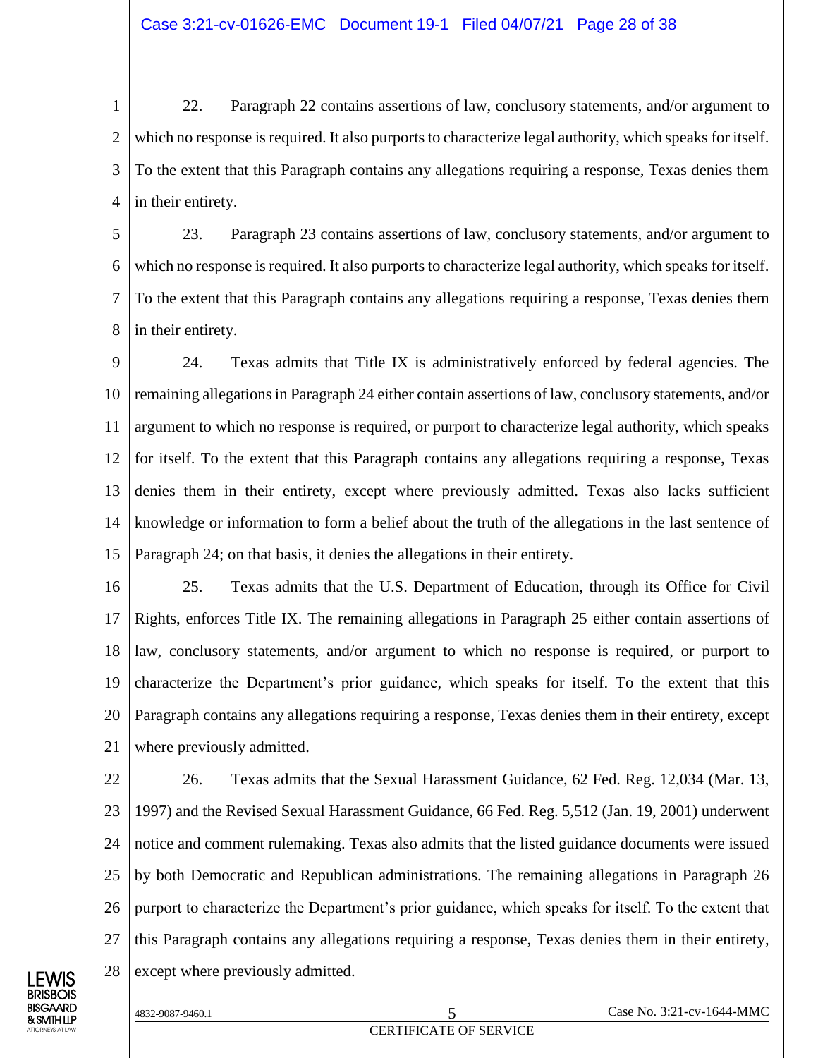22. Paragraph 22 contains assertions of law, conclusory statements, and/or argument to which no response is required. It also purports to characterize legal authority, which speaks for itself. To the extent that this Paragraph contains any allegations requiring a response, Texas denies them in their entirety.

23. Paragraph 23 contains assertions of law, conclusory statements, and/or argument to which no response is required. It also purports to characterize legal authority, which speaks for itself. To the extent that this Paragraph contains any allegations requiring a response, Texas denies them in their entirety.

24. Texas admits that Title IX is administratively enforced by federal agencies. The remaining allegations in Paragraph 24 either contain assertions of law, conclusory statements, and/or argument to which no response is required, or purport to characterize legal authority, which speaks for itself. To the extent that this Paragraph contains any allegations requiring a response, Texas denies them in their entirety, except where previously admitted. Texas also lacks sufficient knowledge or information to form a belief about the truth of the allegations in the last sentence of Paragraph 24; on that basis, it denies the allegations in their entirety.

25. Texas admits that the U.S. Department of Education, through its Office for Civil Rights, enforces Title IX. The remaining allegations in Paragraph 25 either contain assertions of law, conclusory statements, and/or argument to which no response is required, or purport to characterize the Department's prior guidance, which speaks for itself. To the extent that this Paragraph contains any allegations requiring a response, Texas denies them in their entirety, except where previously admitted.

26. Texas admits that the Sexual Harassment Guidance, 62 Fed. Reg. 12,034 (Mar. 13, 1997) and the Revised Sexual Harassment Guidance, 66 Fed. Reg. 5,512 (Jan. 19, 2001) underwent notice and comment rulemaking. Texas also admits that the listed guidance documents were issued by both Democratic and Republican administrations. The remaining allegations in Paragraph 26 purport to characterize the Department's prior guidance, which speaks for itself. To the extent that this Paragraph contains any allegations requiring a response, Texas denies them in their entirety, except where previously admitted.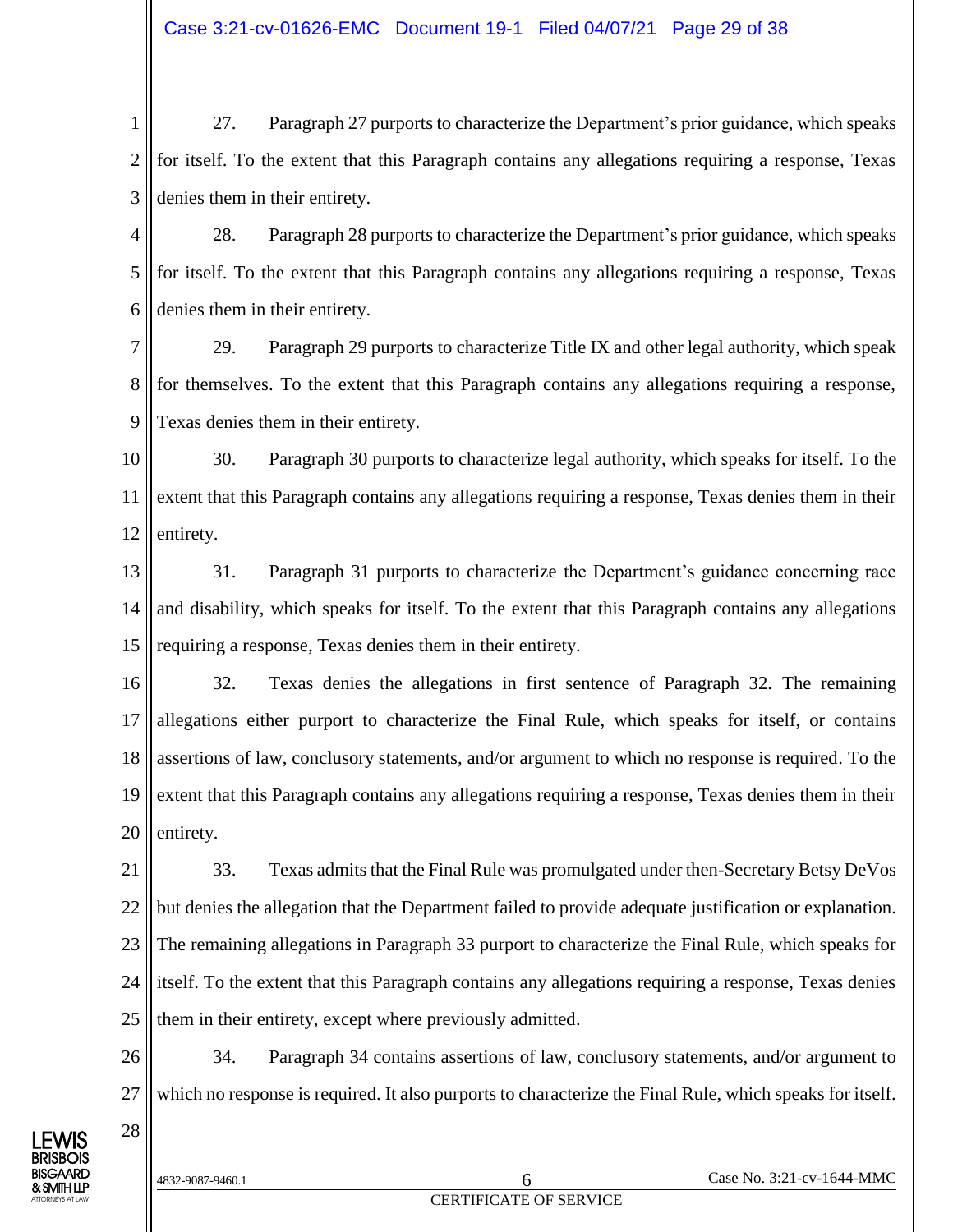27. Paragraph 27 purports to characterize the Department's prior guidance, which speaks for itself. To the extent that this Paragraph contains any allegations requiring a response, Texas denies them in their entirety.

28. Paragraph 28 purports to characterize the Department's prior guidance, which speaks for itself. To the extent that this Paragraph contains any allegations requiring a response, Texas denies them in their entirety.

29. Paragraph 29 purports to characterize Title IX and other legal authority, which speak for themselves. To the extent that this Paragraph contains any allegations requiring a response, Texas denies them in their entirety.

30. Paragraph 30 purports to characterize legal authority, which speaks for itself. To the extent that this Paragraph contains any allegations requiring a response, Texas denies them in their entirety.

31. Paragraph 31 purports to characterize the Department's guidance concerning race and disability, which speaks for itself. To the extent that this Paragraph contains any allegations requiring a response, Texas denies them in their entirety.

32. Texas denies the allegations in first sentence of Paragraph 32. The remaining allegations either purport to characterize the Final Rule, which speaks for itself, or contains assertions of law, conclusory statements, and/or argument to which no response is required. To the extent that this Paragraph contains any allegations requiring a response, Texas denies them in their entirety.

33. Texas admits that the Final Rule was promulgated under then-Secretary Betsy DeVos but denies the allegation that the Department failed to provide adequate justification or explanation. The remaining allegations in Paragraph 33 purport to characterize the Final Rule, which speaks for itself. To the extent that this Paragraph contains any allegations requiring a response, Texas denies them in their entirety, except where previously admitted.

34. Paragraph 34 contains assertions of law, conclusory statements, and/or argument to which no response is required. It also purports to characterize the Final Rule, which speaks for itself.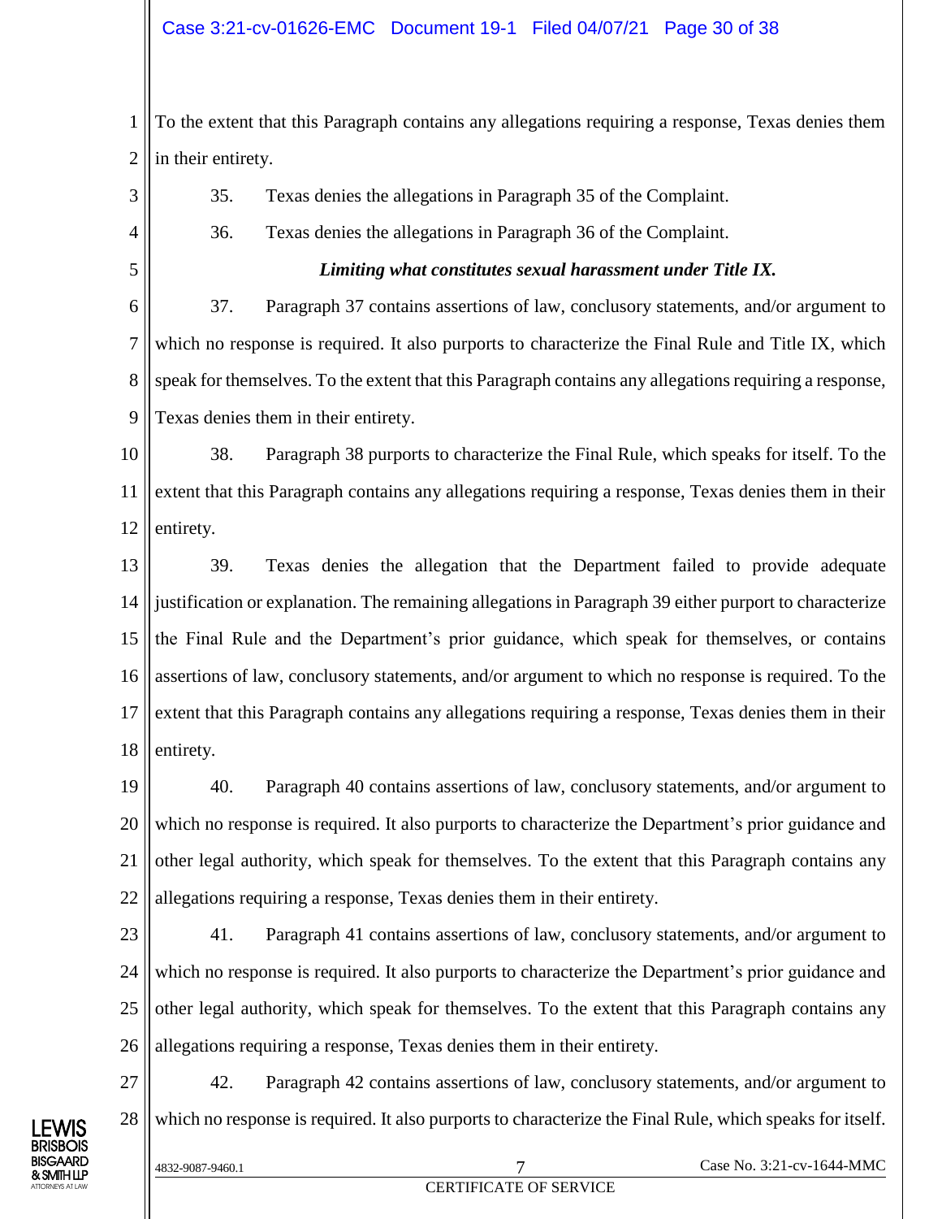To the extent that this Paragraph contains any allegations requiring a response, Texas denies them in their entirety.

35. Texas denies the allegations in Paragraph 35 of the Complaint.

36. Texas denies the allegations in Paragraph 36 of the Complaint.

***Limiting what constitutes sexual harassment under Title IX.***

37. Paragraph 37 contains assertions of law, conclusory statements, and/or argument to which no response is required. It also purports to characterize the Final Rule and Title IX, which speak for themselves. To the extent that this Paragraph contains any allegations requiring a response, Texas denies them in their entirety.

38. Paragraph 38 purports to characterize the Final Rule, which speaks for itself. To the extent that this Paragraph contains any allegations requiring a response, Texas denies them in their entirety.

39. Texas denies the allegation that the Department failed to provide adequate justification or explanation. The remaining allegations in Paragraph 39 either purport to characterize the Final Rule and the Department's prior guidance, which speak for themselves, or contains assertions of law, conclusory statements, and/or argument to which no response is required. To the extent that this Paragraph contains any allegations requiring a response, Texas denies them in their entirety.

40. Paragraph 40 contains assertions of law, conclusory statements, and/or argument to which no response is required. It also purports to characterize the Department's prior guidance and other legal authority, which speak for themselves. To the extent that this Paragraph contains any allegations requiring a response, Texas denies them in their entirety.

41. Paragraph 41 contains assertions of law, conclusory statements, and/or argument to which no response is required. It also purports to characterize the Department's prior guidance and other legal authority, which speak for themselves. To the extent that this Paragraph contains any allegations requiring a response, Texas denies them in their entirety.

42. Paragraph 42 contains assertions of law, conclusory statements, and/or argument to which no response is required. It also purports to characterize the Final Rule, which speaks for itself.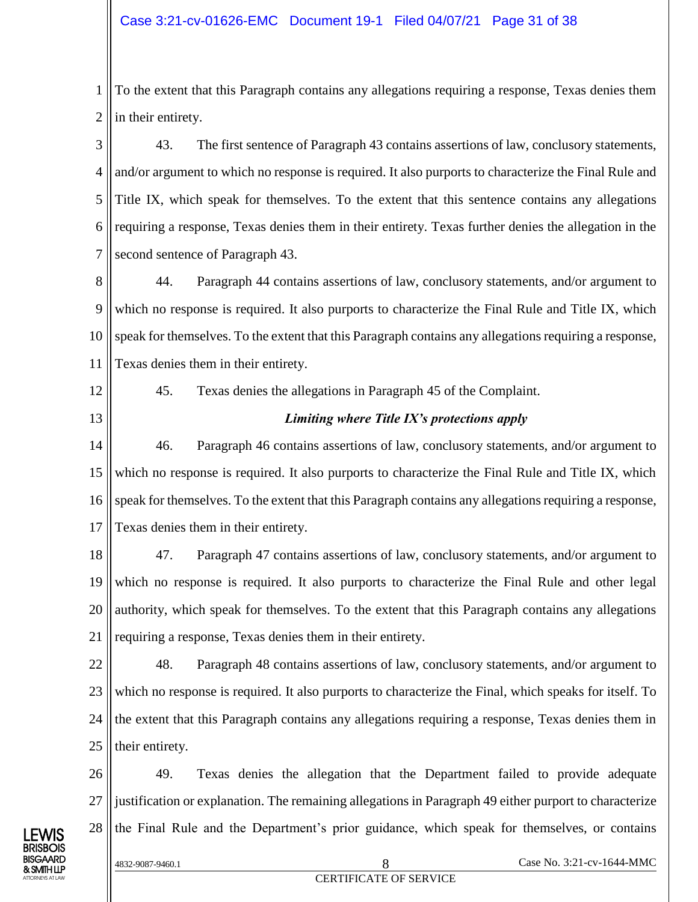To the extent that this Paragraph contains any allegations requiring a response, Texas denies them in their entirety.

43. The first sentence of Paragraph 43 contains assertions of law, conclusory statements, and/or argument to which no response is required. It also purports to characterize the Final Rule and Title IX, which speak for themselves. To the extent that this sentence contains any allegations requiring a response, Texas denies them in their entirety. Texas further denies the allegation in the second sentence of Paragraph 43.

44. Paragraph 44 contains assertions of law, conclusory statements, and/or argument to which no response is required. It also purports to characterize the Final Rule and Title IX, which speak for themselves. To the extent that this Paragraph contains any allegations requiring a response, Texas denies them in their entirety.

45. Texas denies the allegations in Paragraph 45 of the Complaint.

***Limiting where Title IX's protections apply***

46. Paragraph 46 contains assertions of law, conclusory statements, and/or argument to which no response is required. It also purports to characterize the Final Rule and Title IX, which speak for themselves. To the extent that this Paragraph contains any allegations requiring a response, Texas denies them in their entirety.

47. Paragraph 47 contains assertions of law, conclusory statements, and/or argument to which no response is required. It also purports to characterize the Final Rule and other legal authority, which speak for themselves. To the extent that this Paragraph contains any allegations requiring a response, Texas denies them in their entirety.

48. Paragraph 48 contains assertions of law, conclusory statements, and/or argument to which no response is required. It also purports to characterize the Final, which speaks for itself. To the extent that this Paragraph contains any allegations requiring a response, Texas denies them in their entirety.

49. Texas denies the allegation that the Department failed to provide adequate justification or explanation. The remaining allegations in Paragraph 49 either purport to characterize the Final Rule and the Department's prior guidance, which speak for themselves, or contains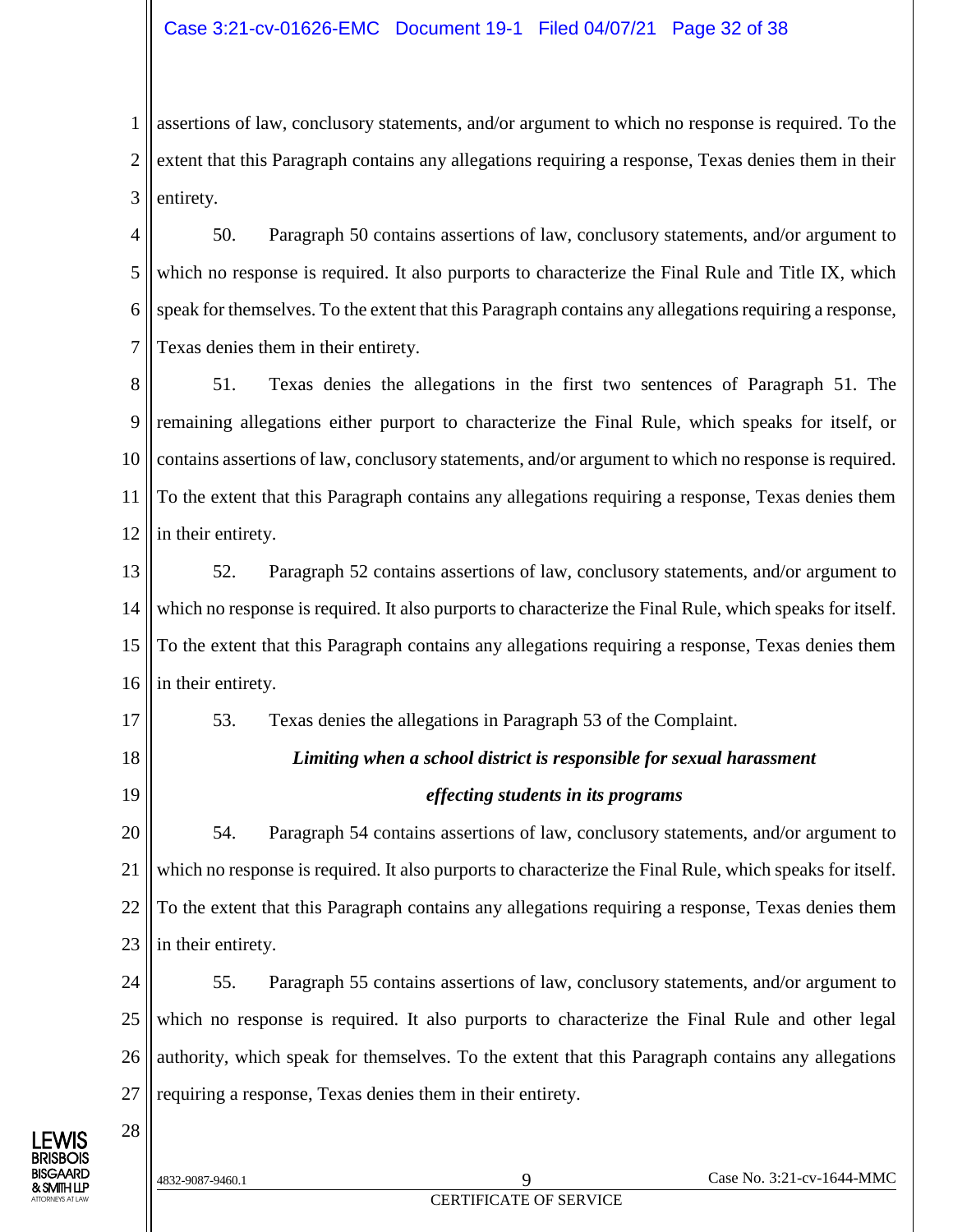assertions of law, conclusory statements, and/or argument to which no response is required. To the extent that this Paragraph contains any allegations requiring a response, Texas denies them in their entirety.

50. Paragraph 50 contains assertions of law, conclusory statements, and/or argument to which no response is required. It also purports to characterize the Final Rule and Title IX, which speak for themselves. To the extent that this Paragraph contains any allegations requiring a response, Texas denies them in their entirety.

51. Texas denies the allegations in the first two sentences of Paragraph 51. The remaining allegations either purport to characterize the Final Rule, which speaks for itself, or contains assertions of law, conclusory statements, and/or argument to which no response is required. To the extent that this Paragraph contains any allegations requiring a response, Texas denies them in their entirety.

52. Paragraph 52 contains assertions of law, conclusory statements, and/or argument to which no response is required. It also purports to characterize the Final Rule, which speaks for itself. To the extent that this Paragraph contains any allegations requiring a response, Texas denies them in their entirety.

53. Texas denies the allegations in Paragraph 53 of the Complaint.

***Limiting when a school district is responsible for sexual harassment effecting students in its programs***

54. Paragraph 54 contains assertions of law, conclusory statements, and/or argument to which no response is required. It also purports to characterize the Final Rule, which speaks for itself. To the extent that this Paragraph contains any allegations requiring a response, Texas denies them in their entirety.

55. Paragraph 55 contains assertions of law, conclusory statements, and/or argument to which no response is required. It also purports to characterize the Final Rule and other legal authority, which speak for themselves. To the extent that this Paragraph contains any allegations requiring a response, Texas denies them in their entirety.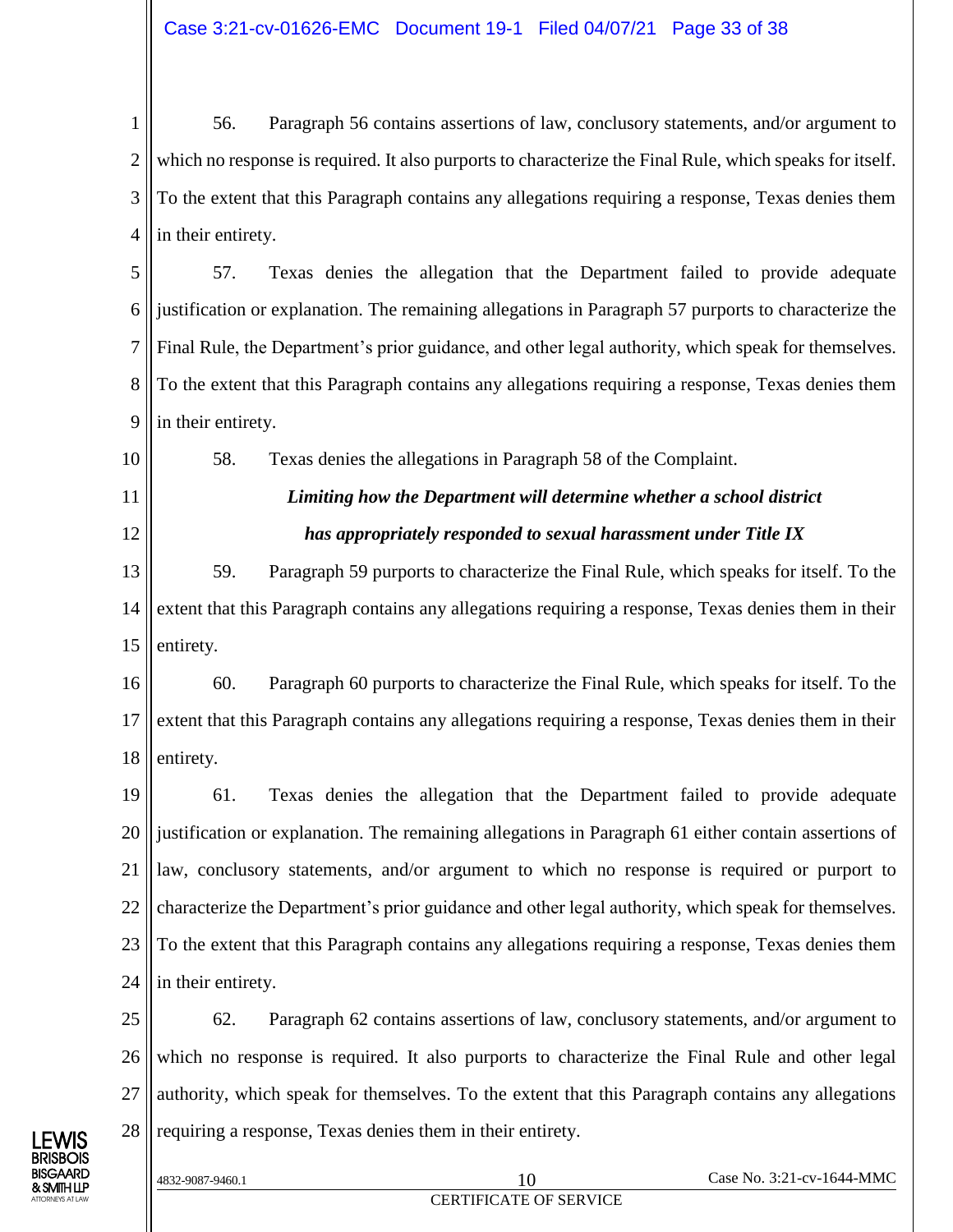56. Paragraph 56 contains assertions of law, conclusory statements, and/or argument to which no response is required. It also purports to characterize the Final Rule, which speaks for itself. To the extent that this Paragraph contains any allegations requiring a response, Texas denies them in their entirety.

57. Texas denies the allegation that the Department failed to provide adequate justification or explanation. The remaining allegations in Paragraph 57 purports to characterize the Final Rule, the Department's prior guidance, and other legal authority, which speak for themselves. To the extent that this Paragraph contains any allegations requiring a response, Texas denies them in their entirety.

58. Texas denies the allegations in Paragraph 58 of the Complaint.

***Limiting how the Department will determine whether a school district has appropriately responded to sexual harassment under Title IX***

59. Paragraph 59 purports to characterize the Final Rule, which speaks for itself. To the extent that this Paragraph contains any allegations requiring a response, Texas denies them in their entirety.

60. Paragraph 60 purports to characterize the Final Rule, which speaks for itself. To the extent that this Paragraph contains any allegations requiring a response, Texas denies them in their entirety.

61. Texas denies the allegation that the Department failed to provide adequate justification or explanation. The remaining allegations in Paragraph 61 either contain assertions of law, conclusory statements, and/or argument to which no response is required or purport to characterize the Department's prior guidance and other legal authority, which speak for themselves. To the extent that this Paragraph contains any allegations requiring a response, Texas denies them in their entirety.

62. Paragraph 62 contains assertions of law, conclusory statements, and/or argument to which no response is required. It also purports to characterize the Final Rule and other legal authority, which speak for themselves. To the extent that this Paragraph contains any allegations requiring a response, Texas denies them in their entirety.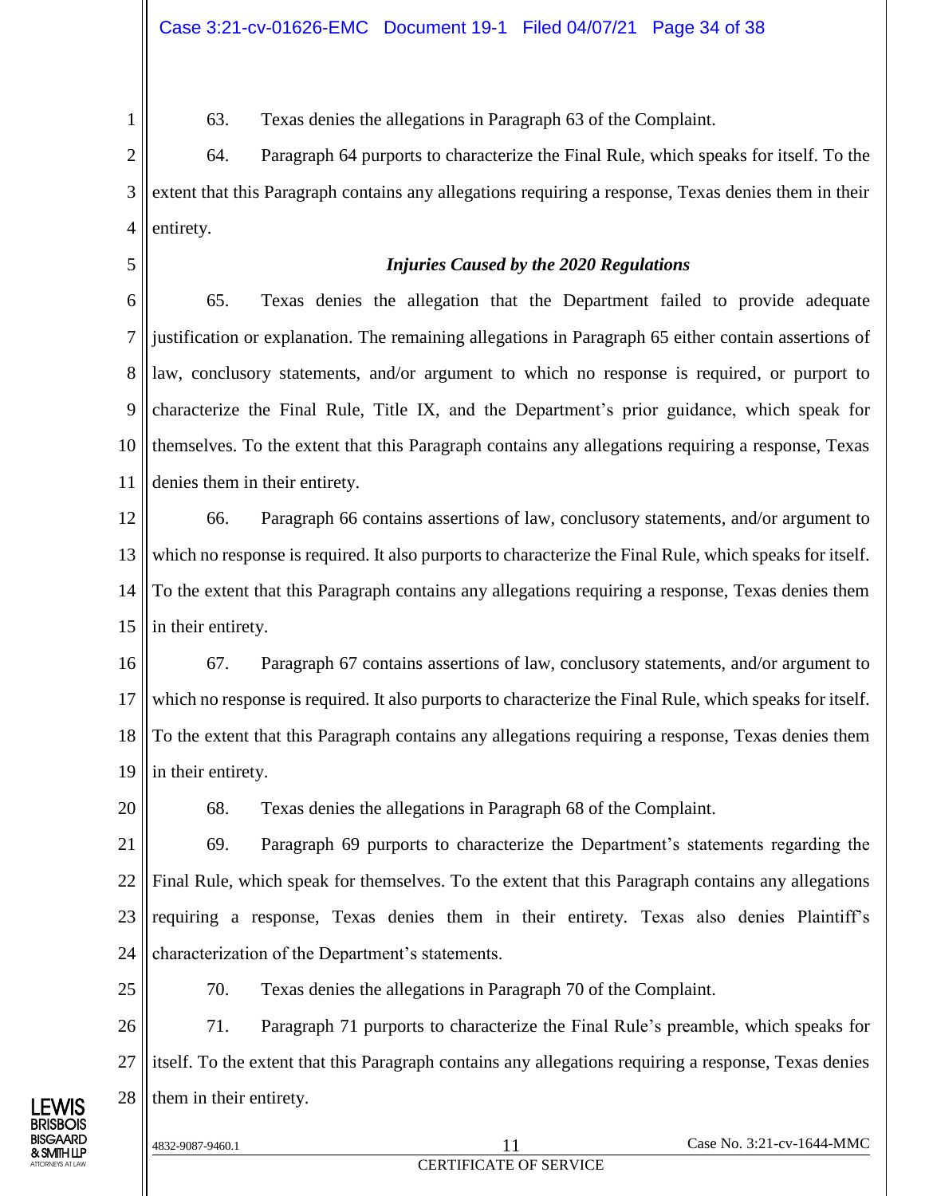63. Texas denies the allegations in Paragraph 63 of the Complaint.

64. Paragraph 64 purports to characterize the Final Rule, which speaks for itself. To the extent that this Paragraph contains any allegations requiring a response, Texas denies them in their entirety.

***Injuries Caused by the 2020 Regulations***

65. Texas denies the allegation that the Department failed to provide adequate justification or explanation. The remaining allegations in Paragraph 65 either contain assertions of law, conclusory statements, and/or argument to which no response is required, or purport to characterize the Final Rule, Title IX, and the Department's prior guidance, which speak for themselves. To the extent that this Paragraph contains any allegations requiring a response, Texas denies them in their entirety.

66. Paragraph 66 contains assertions of law, conclusory statements, and/or argument to which no response is required. It also purports to characterize the Final Rule, which speaks for itself. To the extent that this Paragraph contains any allegations requiring a response, Texas denies them in their entirety.

67. Paragraph 67 contains assertions of law, conclusory statements, and/or argument to which no response is required. It also purports to characterize the Final Rule, which speaks for itself. To the extent that this Paragraph contains any allegations requiring a response, Texas denies them in their entirety.

68. Texas denies the allegations in Paragraph 68 of the Complaint.

69. Paragraph 69 purports to characterize the Department's statements regarding the Final Rule, which speak for themselves. To the extent that this Paragraph contains any allegations requiring a response, Texas denies them in their entirety. Texas also denies Plaintiff's characterization of the Department's statements.

70. Texas denies the allegations in Paragraph 70 of the Complaint.

71. Paragraph 71 purports to characterize the Final Rule's preamble, which speaks for itself. To the extent that this Paragraph contains any allegations requiring a response, Texas denies them in their entirety.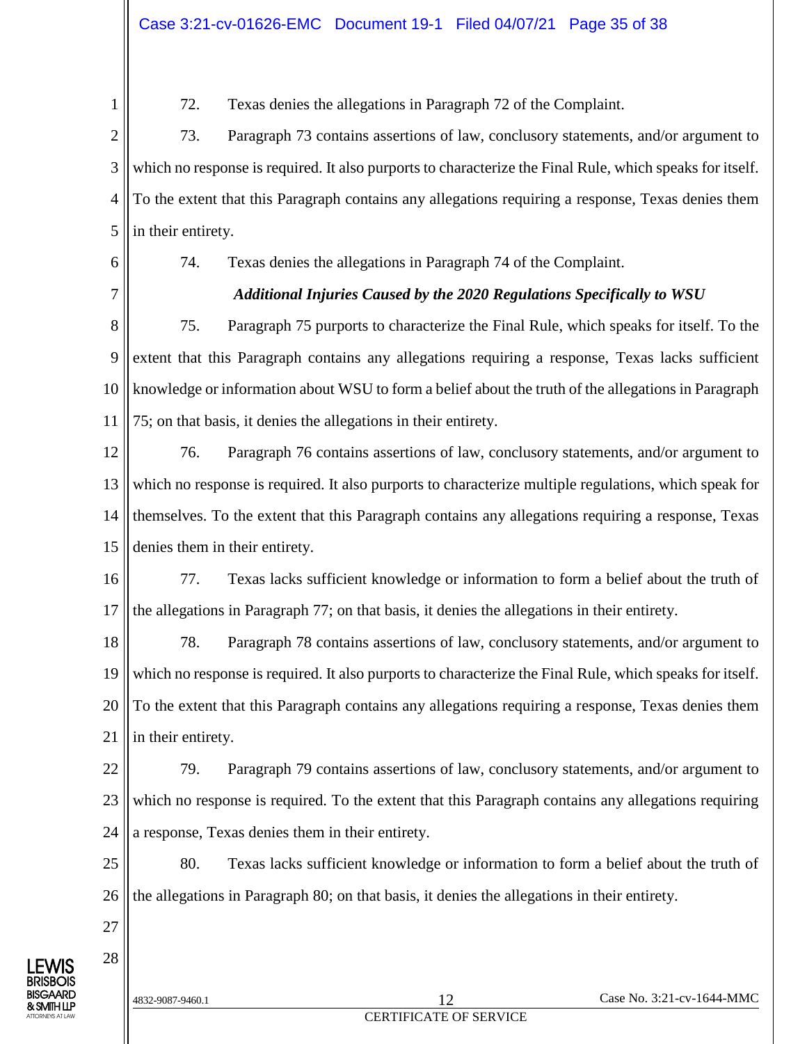72. Texas denies the allegations in Paragraph 72 of the Complaint.

73. Paragraph 73 contains assertions of law, conclusory statements, and/or argument to which no response is required. It also purports to characterize the Final Rule, which speaks for itself. To the extent that this Paragraph contains any allegations requiring a response, Texas denies them in their entirety.

74. Texas denies the allegations in Paragraph 74 of the Complaint.

***Additional Injuries Caused by the 2020 Regulations Specifically to WSU***

75. Paragraph 75 purports to characterize the Final Rule, which speaks for itself. To the extent that this Paragraph contains any allegations requiring a response, Texas lacks sufficient knowledge or information about WSU to form a belief about the truth of the allegations in Paragraph 75; on that basis, it denies the allegations in their entirety.

76. Paragraph 76 contains assertions of law, conclusory statements, and/or argument to which no response is required. It also purports to characterize multiple regulations, which speak for themselves. To the extent that this Paragraph contains any allegations requiring a response, Texas denies them in their entirety.

77. Texas lacks sufficient knowledge or information to form a belief about the truth of the allegations in Paragraph 77; on that basis, it denies the allegations in their entirety.

78. Paragraph 78 contains assertions of law, conclusory statements, and/or argument to which no response is required. It also purports to characterize the Final Rule, which speaks for itself. To the extent that this Paragraph contains any allegations requiring a response, Texas denies them in their entirety.

79. Paragraph 79 contains assertions of law, conclusory statements, and/or argument to which no response is required. To the extent that this Paragraph contains any allegations requiring a response, Texas denies them in their entirety.

80. Texas lacks sufficient knowledge or information to form a belief about the truth of the allegations in Paragraph 80; on that basis, it denies the allegations in their entirety.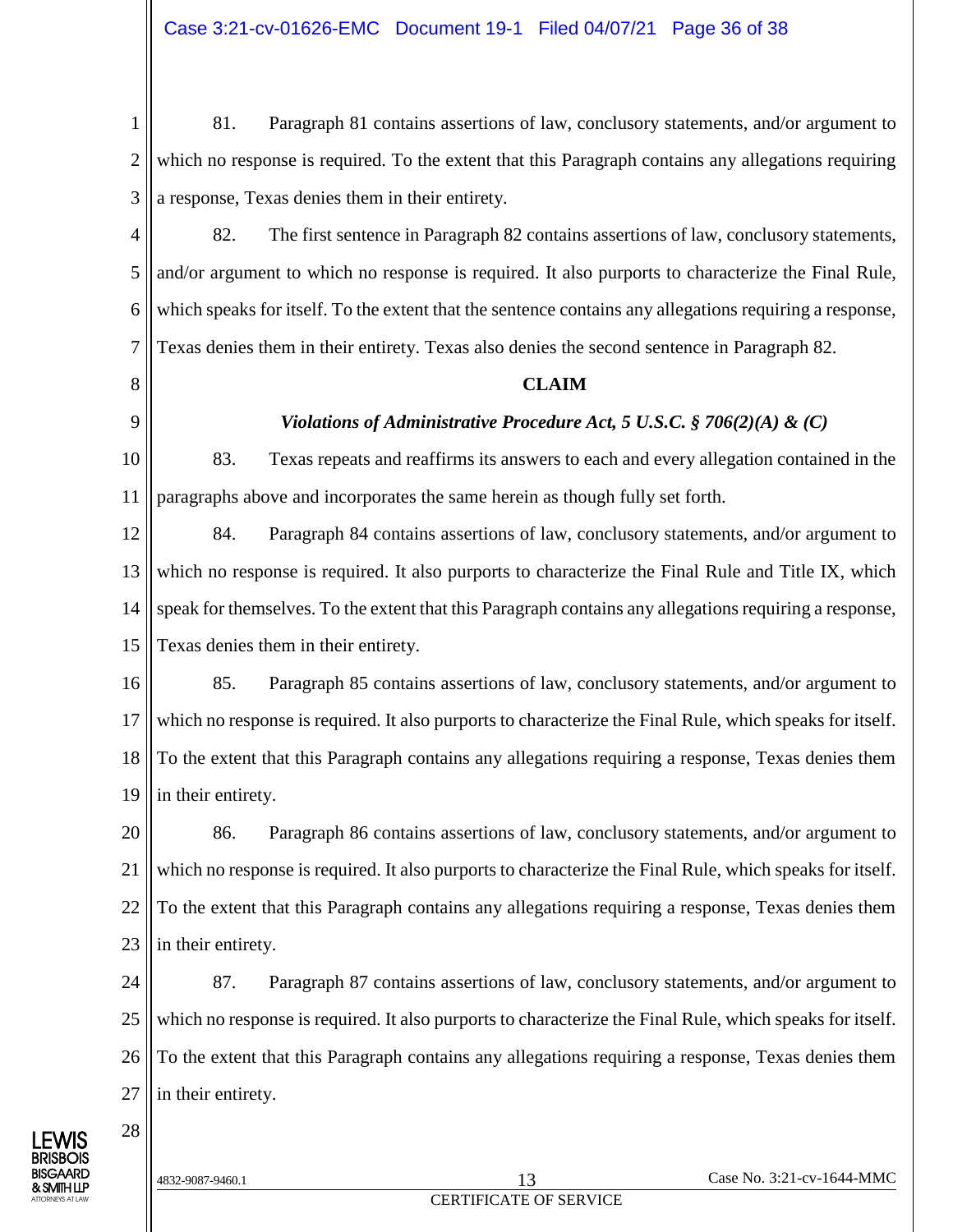81. Paragraph 81 contains assertions of law, conclusory statements, and/or argument to which no response is required. To the extent that this Paragraph contains any allegations requiring a response, Texas denies them in their entirety.

82. The first sentence in Paragraph 82 contains assertions of law, conclusory statements, and/or argument to which no response is required. It also purports to characterize the Final Rule, which speaks for itself. To the extent that the sentence contains any allegations requiring a response, Texas denies them in their entirety. Texas also denies the second sentence in Paragraph 82.

## CLAIM

### *Violations of Administrative Procedure Act, 5 U.S.C. § 706(2)(A) & (C)*

83. Texas repeats and reaffirms its answers to each and every allegation contained in the paragraphs above and incorporates the same herein as though fully set forth.

84. Paragraph 84 contains assertions of law, conclusory statements, and/or argument to which no response is required. It also purports to characterize the Final Rule and Title IX, which speak for themselves. To the extent that this Paragraph contains any allegations requiring a response, Texas denies them in their entirety.

85. Paragraph 85 contains assertions of law, conclusory statements, and/or argument to which no response is required. It also purports to characterize the Final Rule, which speaks for itself. To the extent that this Paragraph contains any allegations requiring a response, Texas denies them in their entirety.

86. Paragraph 86 contains assertions of law, conclusory statements, and/or argument to which no response is required. It also purports to characterize the Final Rule, which speaks for itself. To the extent that this Paragraph contains any allegations requiring a response, Texas denies them in their entirety.

87. Paragraph 87 contains assertions of law, conclusory statements, and/or argument to which no response is required. It also purports to characterize the Final Rule, which speaks for itself. To the extent that this Paragraph contains any allegations requiring a response, Texas denies them in their entirety.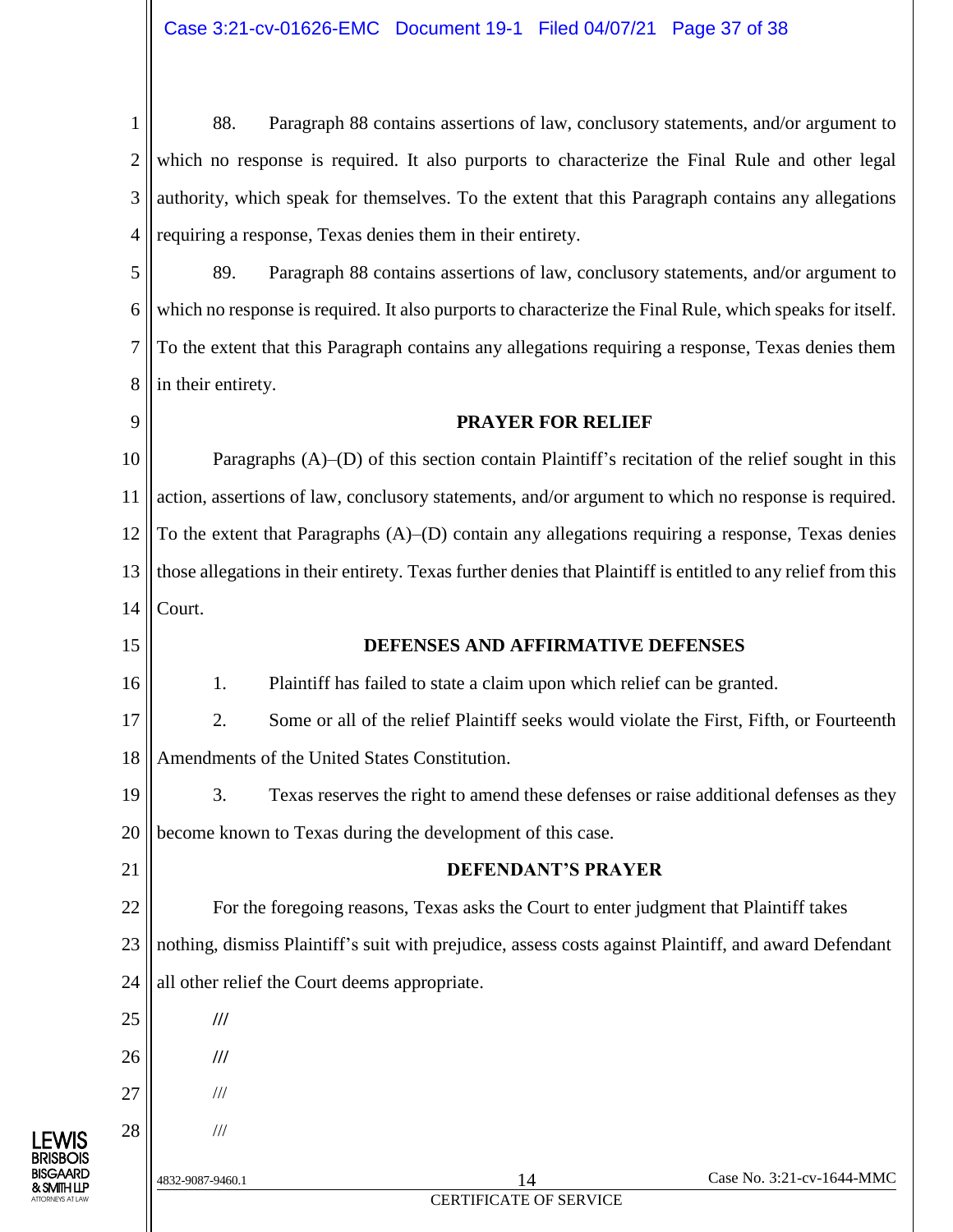88. Paragraph 88 contains assertions of law, conclusory statements, and/or argument to which no response is required. It also purports to characterize the Final Rule and other legal authority, which speak for themselves. To the extent that this Paragraph contains any allegations requiring a response, Texas denies them in their entirety.

89. Paragraph 88 contains assertions of law, conclusory statements, and/or argument to which no response is required. It also purports to characterize the Final Rule, which speaks for itself. To the extent that this Paragraph contains any allegations requiring a response, Texas denies them in their entirety.

**PRAYER FOR RELIEF**

Paragraphs (A)–(D) of this section contain Plaintiff's recitation of the relief sought in this action, assertions of law, conclusory statements, and/or argument to which no response is required. To the extent that Paragraphs (A)–(D) contain any allegations requiring a response, Texas denies those allegations in their entirety. Texas further denies that Plaintiff is entitled to any relief from this Court.

**DEFENSES AND AFFIRMATIVE DEFENSES**

1. Plaintiff has failed to state a claim upon which relief can be granted.

2. Some or all of the relief Plaintiff seeks would violate the First, Fifth, or Fourteenth Amendments of the United States Constitution.

3. Texas reserves the right to amend these defenses or raise additional defenses as they become known to Texas during the development of this case.

**DEFENDANT'S PRAYER**

For the foregoing reasons, Texas asks the Court to enter judgment that Plaintiff takes nothing, dismiss Plaintiff's suit with prejudice, assess costs against Plaintiff, and award Defendant all other relief the Court deems appropriate.

///

///

///

///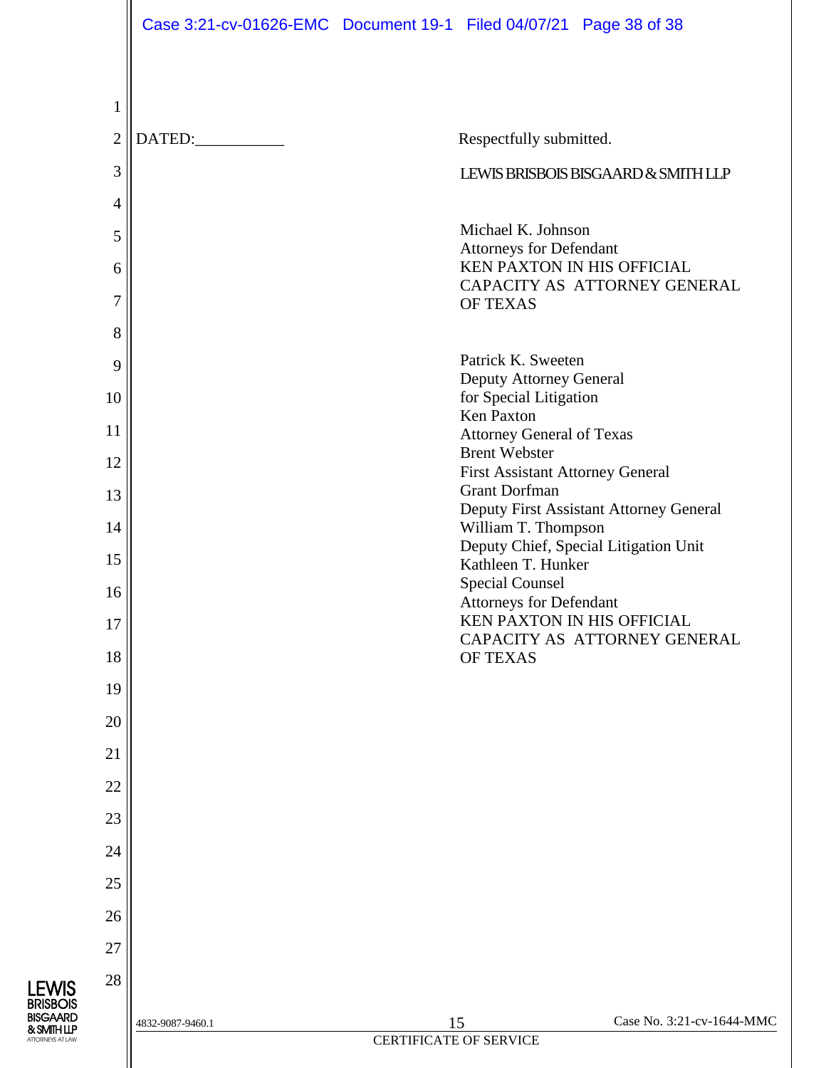DATED:___________

Respectfully submitted.

LEWIS BRISBOIS BISGAARD & SMITH LLP

Michael K. Johnson
Attorneys for Defendant
KEN PAXTON IN HIS OFFICIAL CAPACITY AS ATTORNEY GENERAL OF TEXAS

Patrick K. Sweeten
Deputy Attorney General for Special Litigation
Ken Paxton
Attorney General of Texas
Brent Webster
First Assistant Attorney General
Grant Dorfman
Deputy First Assistant Attorney General
William T. Thompson
Deputy Chief, Special Litigation Unit
Kathleen T. Hunker
Special Counsel
Attorneys for Defendant
KEN PAXTON IN HIS OFFICIAL CAPACITY AS ATTORNEY GENERAL OF TEXAS